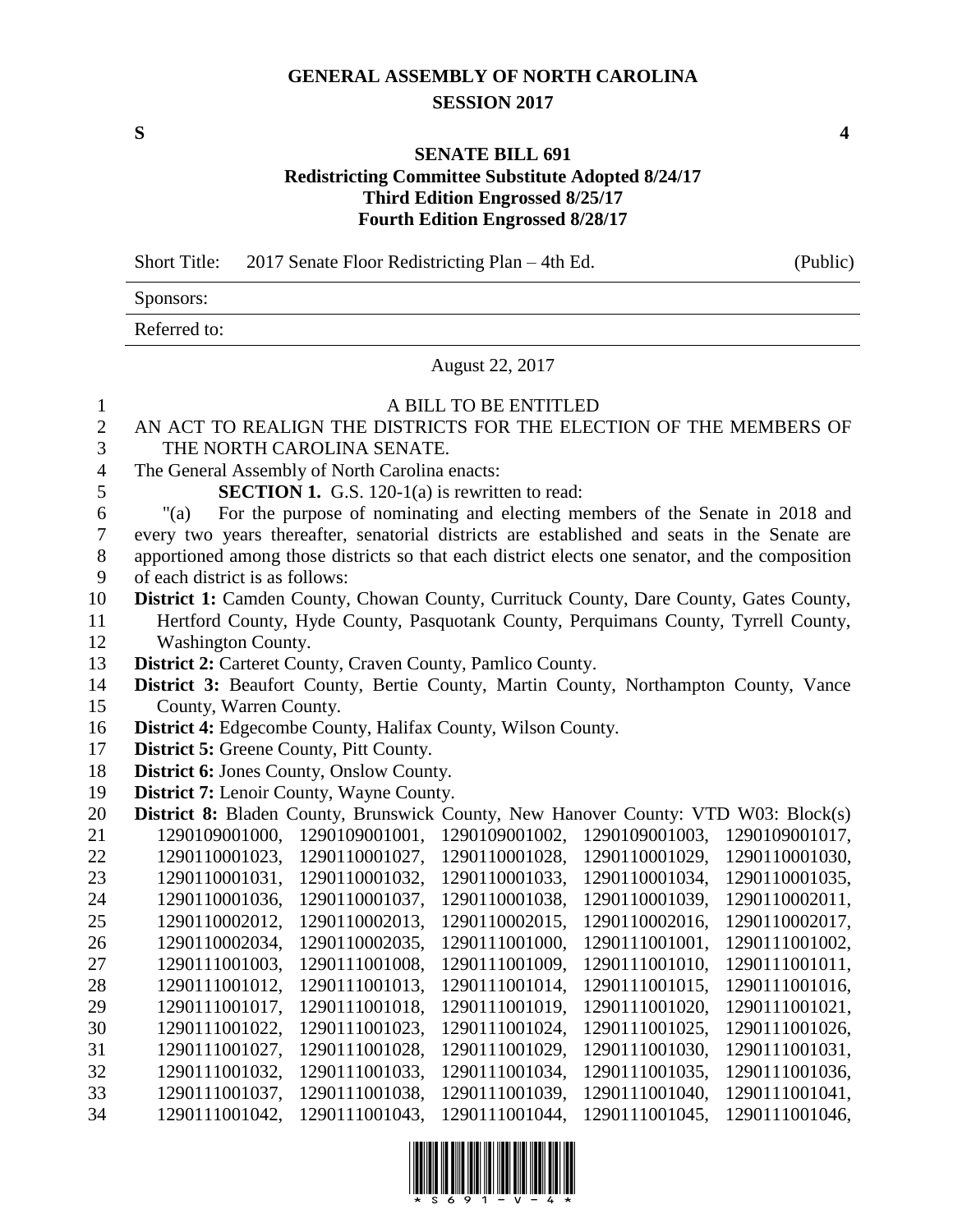# GENERAL ASSEMBLY OF NORTH CAROLINA
## SESSION 2017

**S** **4**

### SENATE BILL 691
### Redistricting Committee Substitute Adopted 8/24/17
### Third Edition Engrossed 8/25/17
### Fourth Edition Engrossed 8/28/17

Short Title: 2017 Senate Floor Redistricting Plan – 4th Ed. (Public)

Sponsors:

Referred to:

August 22, 2017

A BILL TO BE ENTITLED

AN ACT TO REALIGN THE DISTRICTS FOR THE ELECTION OF THE MEMBERS OF THE NORTH CAROLINA SENATE.

The General Assembly of North Carolina enacts:

**SECTION 1.** G.S. 120-1(a) is rewritten to read:

"(a) For the purpose of nominating and electing members of the Senate in 2018 and every two years thereafter, senatorial districts are established and seats in the Senate are apportioned among those districts so that each district elects one senator, and the composition of each district is as follows:

**District 1:** Camden County, Chowan County, Currituck County, Dare County, Gates County, Hertford County, Hyde County, Pasquotank County, Perquimans County, Tyrrell County, Washington County.

**District 2:** Carteret County, Craven County, Pamlico County.

**District 3:** Beaufort County, Bertie County, Martin County, Northampton County, Vance County, Warren County.

**District 4:** Edgecombe County, Halifax County, Wilson County.

**District 5:** Greene County, Pitt County.

**District 6:** Jones County, Onslow County.

**District 7:** Lenoir County, Wayne County.

**District 8:** Bladen County, Brunswick County, New Hanover County: VTD W03: Block(s) 1290109001000, 1290109001001, 1290109001002, 1290109001003, 1290109001017, 1290110001023, 1290110001027, 1290110001028, 1290110001029, 1290110001030, 1290110001031, 1290110001032, 1290110001033, 1290110001034, 1290110001035, 1290110001036, 1290110001037, 1290110001038, 1290110001039, 1290110002011, 1290110002012, 1290110002013, 1290110002015, 1290110002016, 1290110002017, 1290110002034, 1290110002035, 1290111001000, 1290111001001, 1290111001002, 1290111001003, 1290111001008, 1290111001009, 1290111001010, 1290111001011, 1290111001012, 1290111001013, 1290111001014, 1290111001015, 1290111001016, 1290111001017, 1290111001018, 1290111001019, 1290111001020, 1290111001021, 1290111001022, 1290111001023, 1290111001024, 1290111001025, 1290111001026, 1290111001027, 1290111001028, 1290111001029, 1290111001030, 1290111001031, 1290111001032, 1290111001033, 1290111001034, 1290111001035, 1290111001036, 1290111001037, 1290111001038, 1290111001039, 1290111001040, 1290111001041, 1290111001042, 1290111001043, 1290111001044, 1290111001045, 1290111001046,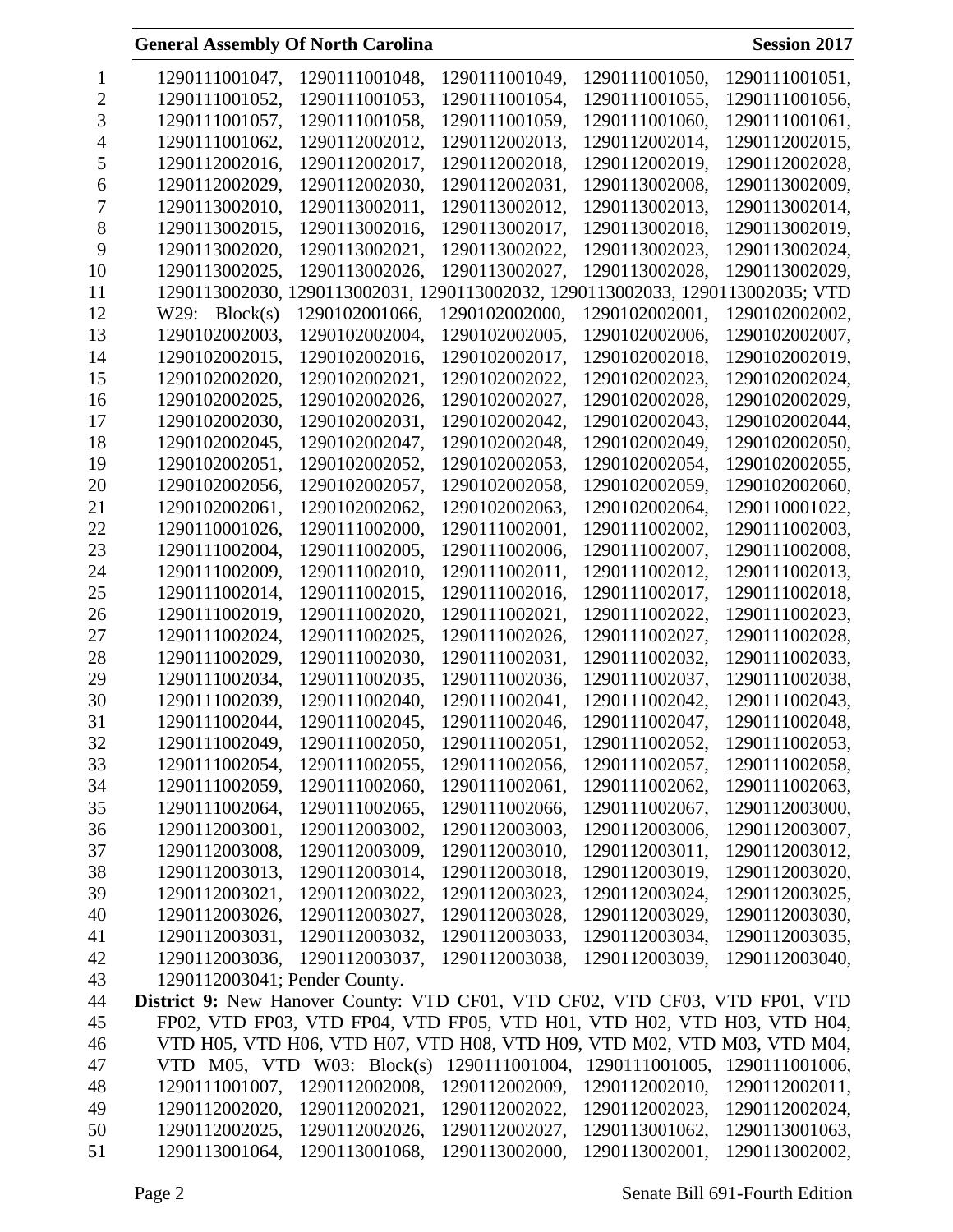1290111001047, 1290111001048, 1290111001049, 1290111001050, 1290111001051, 1290111001052, 1290111001053, 1290111001054, 1290111001055, 1290111001056, 1290111001057, 1290111001058, 1290111001059, 1290111001060, 1290111001061, 1290111001062, 1290112002012, 1290112002013, 1290112002014, 1290112002015, 1290112002016, 1290112002017, 1290112002018, 1290112002019, 1290112002028, 1290112002029, 1290112002030, 1290112002031, 1290113002008, 1290113002009, 1290113002010, 1290113002011, 1290113002012, 1290113002013, 1290113002014, 1290113002015, 1290113002016, 1290113002017, 1290113002018, 1290113002019, 1290113002020, 1290113002021, 1290113002022, 1290113002023, 1290113002024, 1290113002025, 1290113002026, 1290113002027, 1290113002028, 1290113002029, 1290113002030, 1290113002031, 1290113002032, 1290113002033, 1290113002035; VTD W29: Block(s) 1290102001066, 1290102002000, 1290102002001, 1290102002002, 1290102002003, 1290102002004, 1290102002005, 1290102002006, 1290102002007, 1290102002015, 1290102002016, 1290102002017, 1290102002018, 1290102002019, 1290102002020, 1290102002021, 1290102002022, 1290102002023, 1290102002024, 1290102002025, 1290102002026, 1290102002027, 1290102002028, 1290102002029, 1290102002030, 1290102002031, 1290102002042, 1290102002043, 1290102002044, 1290102002045, 1290102002047, 1290102002048, 1290102002049, 1290102002050, 1290102002051, 1290102002052, 1290102002053, 1290102002054, 1290102002055, 1290102002056, 1290102002057, 1290102002058, 1290102002059, 1290102002060, 1290102002061, 1290102002062, 1290102002063, 1290102002064, 1290110001022, 1290110001026, 1290111002000, 1290111002001, 1290111002002, 1290111002003, 1290111002004, 1290111002005, 1290111002006, 1290111002007, 1290111002008, 1290111002009, 1290111002010, 1290111002011, 1290111002012, 1290111002013, 1290111002014, 1290111002015, 1290111002016, 1290111002017, 1290111002018, 1290111002019, 1290111002020, 1290111002021, 1290111002022, 1290111002023, 1290111002024, 1290111002025, 1290111002026, 1290111002027, 1290111002028, 1290111002029, 1290111002030, 1290111002031, 1290111002032, 1290111002033, 1290111002034, 1290111002035, 1290111002036, 1290111002037, 1290111002038, 1290111002039, 1290111002040, 1290111002041, 1290111002042, 1290111002043, 1290111002044, 1290111002045, 1290111002046, 1290111002047, 1290111002048, 1290111002049, 1290111002050, 1290111002051, 1290111002052, 1290111002053, 1290111002054, 1290111002055, 1290111002056, 1290111002057, 1290111002058, 1290111002059, 1290111002060, 1290111002061, 1290111002062, 1290111002063, 1290111002064, 1290111002065, 1290111002066, 1290111002067, 1290112003000, 1290112003001, 1290112003002, 1290112003003, 1290112003006, 1290112003007, 1290112003008, 1290112003009, 1290112003010, 1290112003011, 1290112003012, 1290112003013, 1290112003014, 1290112003018, 1290112003019, 1290112003020, 1290112003021, 1290112003022, 1290112003023, 1290112003024, 1290112003025, 1290112003026, 1290112003027, 1290112003028, 1290112003029, 1290112003030, 1290112003031, 1290112003032, 1290112003033, 1290112003034, 1290112003035, 1290112003036, 1290112003037, 1290112003038, 1290112003039, 1290112003040, 1290112003041; Pender County.

**District 9:** New Hanover County: VTD CF01, VTD CF02, VTD CF03, VTD FP01, VTD FP02, VTD FP03, VTD FP04, VTD FP05, VTD H01, VTD H02, VTD H03, VTD H04, VTD H05, VTD H06, VTD H07, VTD H08, VTD H09, VTD M02, VTD M03, VTD M04, VTD M05, VTD W03: Block(s) 1290111001004, 1290111001005, 1290111001006, 1290111001007, 1290112002008, 1290112002009, 1290112002010, 1290112002011, 1290112002020, 1290112002021, 1290112002022, 1290112002023, 1290112002024, 1290112002025, 1290112002026, 1290112002027, 1290113001062, 1290113001063, 1290113001064, 1290113001068, 1290113002000, 1290113002001, 1290113002002,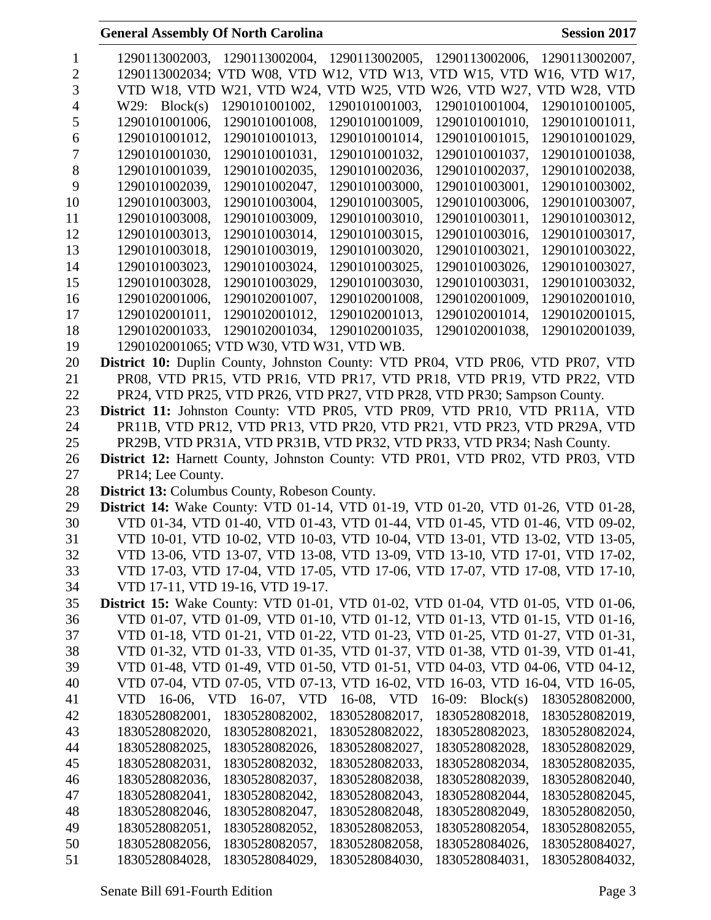1290113002003, 1290113002004, 1290113002005, 1290113002006, 1290113002007, 1290113002034; VTD W08, VTD W12, VTD W13, VTD W15, VTD W16, VTD W17, VTD W18, VTD W21, VTD W24, VTD W25, VTD W26, VTD W27, VTD W28, VTD W29: Block(s) 1290101001002, 1290101001003, 1290101001004, 1290101001005, 1290101001006, 1290101001008, 1290101001009, 1290101001010, 1290101001011, 1290101001012, 1290101001013, 1290101001014, 1290101001015, 1290101001029, 1290101001030, 1290101001031, 1290101001032, 1290101001037, 1290101001038, 1290101001039, 1290101002035, 1290101002036, 1290101002037, 1290101002038, 1290101002039, 1290101002047, 1290101003000, 1290101003001, 1290101003002, 1290101003003, 1290101003004, 1290101003005, 1290101003006, 1290101003007, 1290101003008, 1290101003009, 1290101003010, 1290101003011, 1290101003012, 1290101003013, 1290101003014, 1290101003015, 1290101003016, 1290101003017, 1290101003018, 1290101003019, 1290101003020, 1290101003021, 1290101003022, 1290101003023, 1290101003024, 1290101003025, 1290101003026, 1290101003027, 1290101003028, 1290101003029, 1290101003030, 1290101003031, 1290101003032, 1290102001006, 1290102001007, 1290102001008, 1290102001009, 1290102001010, 1290102001011, 1290102001012, 1290102001013, 1290102001014, 1290102001015, 1290102001033, 1290102001034, 1290102001035, 1290102001038, 1290102001039, 1290102001065; VTD W30, VTD W31, VTD WB.

**District 10:** Duplin County, Johnston County: VTD PR04, VTD PR06, VTD PR07, VTD PR08, VTD PR15, VTD PR16, VTD PR17, VTD PR18, VTD PR19, VTD PR22, VTD PR24, VTD PR25, VTD PR26, VTD PR27, VTD PR28, VTD PR30; Sampson County.

**District 11:** Johnston County: VTD PR05, VTD PR09, VTD PR10, VTD PR11A, VTD PR11B, VTD PR12, VTD PR13, VTD PR20, VTD PR21, VTD PR23, VTD PR29A, VTD PR29B, VTD PR31A, VTD PR31B, VTD PR32, VTD PR33, VTD PR34; Nash County.

**District 12:** Harnett County, Johnston County: VTD PR01, VTD PR02, VTD PR03, VTD PR14; Lee County.

**District 13:** Columbus County, Robeson County.

**District 14:** Wake County: VTD 01-14, VTD 01-19, VTD 01-20, VTD 01-26, VTD 01-28, VTD 01-34, VTD 01-40, VTD 01-43, VTD 01-44, VTD 01-45, VTD 01-46, VTD 09-02, VTD 10-01, VTD 10-02, VTD 10-03, VTD 10-04, VTD 13-01, VTD 13-02, VTD 13-05, VTD 13-06, VTD 13-07, VTD 13-08, VTD 13-09, VTD 13-10, VTD 17-01, VTD 17-02, VTD 17-03, VTD 17-04, VTD 17-05, VTD 17-06, VTD 17-07, VTD 17-08, VTD 17-10, VTD 17-11, VTD 19-16, VTD 19-17.

**District 15:** Wake County: VTD 01-01, VTD 01-02, VTD 01-04, VTD 01-05, VTD 01-06, VTD 01-07, VTD 01-09, VTD 01-10, VTD 01-12, VTD 01-13, VTD 01-15, VTD 01-16, VTD 01-18, VTD 01-21, VTD 01-22, VTD 01-23, VTD 01-25, VTD 01-27, VTD 01-31, VTD 01-32, VTD 01-33, VTD 01-35, VTD 01-37, VTD 01-38, VTD 01-39, VTD 01-41, VTD 01-48, VTD 01-49, VTD 01-50, VTD 01-51, VTD 04-03, VTD 04-06, VTD 04-12, VTD 07-04, VTD 07-05, VTD 07-13, VTD 16-02, VTD 16-03, VTD 16-04, VTD 16-05, VTD 16-06, VTD 16-07, VTD 16-08, VTD 16-09: Block(s) 1830528082000, 1830528082001, 1830528082002, 1830528082017, 1830528082018, 1830528082019, 1830528082020, 1830528082021, 1830528082022, 1830528082023, 1830528082024, 1830528082025, 1830528082026, 1830528082027, 1830528082028, 1830528082029, 1830528082031, 1830528082032, 1830528082033, 1830528082034, 1830528082035, 1830528082036, 1830528082037, 1830528082038, 1830528082039, 1830528082040, 1830528082041, 1830528082042, 1830528082043, 1830528082044, 1830528082045, 1830528082046, 1830528082047, 1830528082048, 1830528082049, 1830528082050, 1830528082051, 1830528082052, 1830528082053, 1830528082054, 1830528082055, 1830528082056, 1830528082057, 1830528082058, 1830528084026, 1830528084027, 1830528084028, 1830528084029, 1830528084030, 1830528084031, 1830528084032,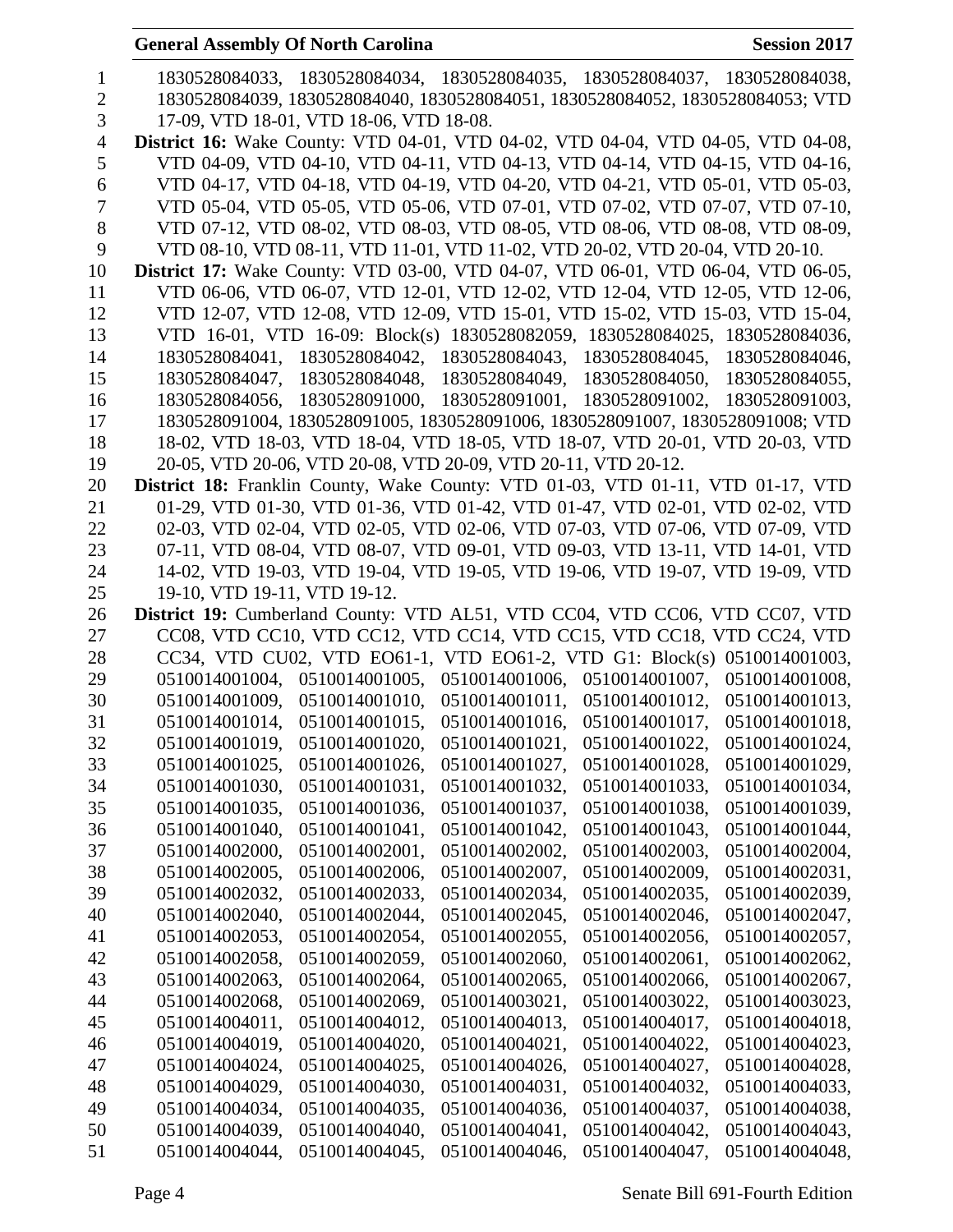1830528084033, 1830528084034, 1830528084035, 1830528084037, 1830528084038, 1830528084039, 1830528084040, 1830528084051, 1830528084052, 1830528084053; VTD 17-09, VTD 18-01, VTD 18-06, VTD 18-08.

**District 16:** Wake County: VTD 04-01, VTD 04-02, VTD 04-04, VTD 04-05, VTD 04-08, VTD 04-09, VTD 04-10, VTD 04-11, VTD 04-13, VTD 04-14, VTD 04-15, VTD 04-16, VTD 04-17, VTD 04-18, VTD 04-19, VTD 04-20, VTD 04-21, VTD 05-01, VTD 05-03, VTD 05-04, VTD 05-05, VTD 05-06, VTD 07-01, VTD 07-02, VTD 07-07, VTD 07-10, VTD 07-12, VTD 08-02, VTD 08-03, VTD 08-05, VTD 08-06, VTD 08-08, VTD 08-09, VTD 08-10, VTD 08-11, VTD 11-01, VTD 11-02, VTD 20-02, VTD 20-04, VTD 20-10.

**District 17:** Wake County: VTD 03-00, VTD 04-07, VTD 06-01, VTD 06-04, VTD 06-05, VTD 06-06, VTD 06-07, VTD 12-01, VTD 12-02, VTD 12-04, VTD 12-05, VTD 12-06, VTD 12-07, VTD 12-08, VTD 12-09, VTD 15-01, VTD 15-02, VTD 15-03, VTD 15-04, VTD 16-01, VTD 16-09: Block(s) 1830528082059, 1830528084025, 1830528084036, 1830528084041, 1830528084042, 1830528084043, 1830528084045, 1830528084046, 1830528084047, 1830528084048, 1830528084049, 1830528084050, 1830528084055, 1830528084056, 1830528091000, 1830528091001, 1830528091002, 1830528091003, 1830528091004, 1830528091005, 1830528091006, 1830528091007, 1830528091008; VTD 18-02, VTD 18-03, VTD 18-04, VTD 18-05, VTD 18-07, VTD 20-01, VTD 20-03, VTD 20-05, VTD 20-06, VTD 20-08, VTD 20-09, VTD 20-11, VTD 20-12.

**District 18:** Franklin County, Wake County: VTD 01-03, VTD 01-11, VTD 01-17, VTD 01-29, VTD 01-30, VTD 01-36, VTD 01-42, VTD 01-47, VTD 02-01, VTD 02-02, VTD 02-03, VTD 02-04, VTD 02-05, VTD 02-06, VTD 07-03, VTD 07-06, VTD 07-09, VTD 07-11, VTD 08-04, VTD 08-07, VTD 09-01, VTD 09-03, VTD 13-11, VTD 14-01, VTD 14-02, VTD 19-03, VTD 19-04, VTD 19-05, VTD 19-06, VTD 19-07, VTD 19-09, VTD 19-10, VTD 19-11, VTD 19-12.

**District 19:** Cumberland County: VTD AL51, VTD CC04, VTD CC06, VTD CC07, VTD CC08, VTD CC10, VTD CC12, VTD CC14, VTD CC15, VTD CC18, VTD CC24, VTD CC34, VTD CU02, VTD EO61-1, VTD EO61-2, VTD G1: Block(s) 0510014001003, 0510014001004, 0510014001005, 0510014001006, 0510014001007, 0510014001008, 0510014001009, 0510014001010, 0510014001011, 0510014001012, 0510014001013, 0510014001014, 0510014001015, 0510014001016, 0510014001017, 0510014001018, 0510014001019, 0510014001020, 0510014001021, 0510014001022, 0510014001024, 0510014001025, 0510014001026, 0510014001027, 0510014001028, 0510014001029, 0510014001030, 0510014001031, 0510014001032, 0510014001033, 0510014001034, 0510014001035, 0510014001036, 0510014001037, 0510014001038, 0510014001039, 0510014001040, 0510014001041, 0510014001042, 0510014001043, 0510014001044, 0510014002000, 0510014002001, 0510014002002, 0510014002003, 0510014002004, 0510014002005, 0510014002006, 0510014002007, 0510014002009, 0510014002031, 0510014002032, 0510014002033, 0510014002034, 0510014002035, 0510014002039, 0510014002040, 0510014002044, 0510014002045, 0510014002046, 0510014002047, 0510014002053, 0510014002054, 0510014002055, 0510014002056, 0510014002057, 0510014002058, 0510014002059, 0510014002060, 0510014002061, 0510014002062, 0510014002063, 0510014002064, 0510014002065, 0510014002066, 0510014002067, 0510014002068, 0510014002069, 0510014003021, 0510014003022, 0510014003023, 0510014004011, 0510014004012, 0510014004013, 0510014004017, 0510014004018, 0510014004019, 0510014004020, 0510014004021, 0510014004022, 0510014004023, 0510014004024, 0510014004025, 0510014004026, 0510014004027, 0510014004028, 0510014004029, 0510014004030, 0510014004031, 0510014004032, 0510014004033, 0510014004034, 0510014004035, 0510014004036, 0510014004037, 0510014004038, 0510014004039, 0510014004040, 0510014004041, 0510014004042, 0510014004043, 0510014004044, 0510014004045, 0510014004046, 0510014004047, 0510014004048,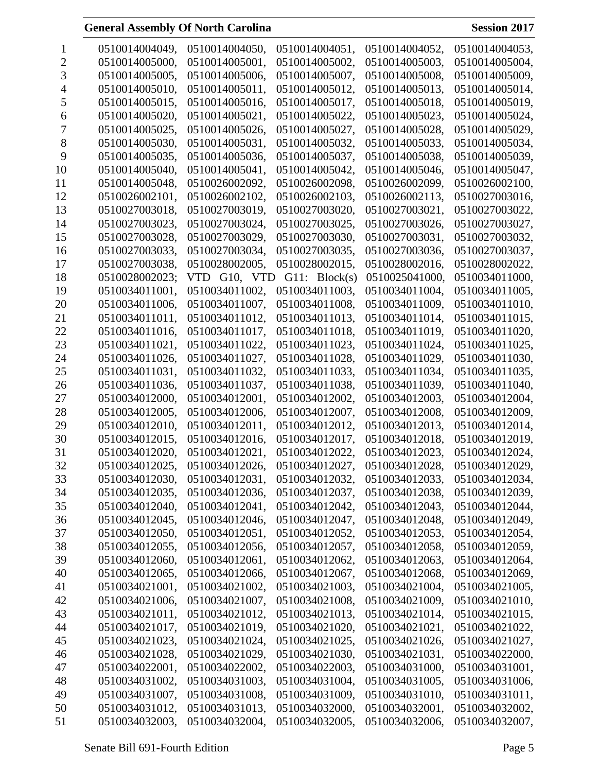0510014004049, 0510014004050, 0510014004051, 0510014004052, 0510014004053, 0510014005000, 0510014005001, 0510014005002, 0510014005003, 0510014005004, 0510014005005, 0510014005006, 0510014005007, 0510014005008, 0510014005009, 0510014005010, 0510014005011, 0510014005012, 0510014005013, 0510014005014, 0510014005015, 0510014005016, 0510014005017, 0510014005018, 0510014005019, 0510014005020, 0510014005021, 0510014005022, 0510014005023, 0510014005024, 0510014005025, 0510014005026, 0510014005027, 0510014005028, 0510014005029, 0510014005030, 0510014005031, 0510014005032, 0510014005033, 0510014005034, 0510014005035, 0510014005036, 0510014005037, 0510014005038, 0510014005039, 0510014005040, 0510014005041, 0510014005042, 0510014005046, 0510014005047, 0510014005048, 0510026002092, 0510026002098, 0510026002099, 0510026002100, 0510026002101, 0510026002102, 0510026002103, 0510026002113, 0510027003016, 0510027003018, 0510027003019, 0510027003020, 0510027003021, 0510027003022, 0510027003023, 0510027003024, 0510027003025, 0510027003026, 0510027003027, 0510027003028, 0510027003029, 0510027003030, 0510027003031, 0510027003032, 0510027003033, 0510027003034, 0510027003035, 0510027003036, 0510027003037, 0510027003038, 0510028002005, 0510028002015, 0510028002016, 0510028002022, 0510028002023; VTD G10, VTD G11: Block(s) 0510025041000, 0510034011000, 0510034011001, 0510034011002, 0510034011003, 0510034011004, 0510034011005, 0510034011006, 0510034011007, 0510034011008, 0510034011009, 0510034011010, 0510034011011, 0510034011012, 0510034011013, 0510034011014, 0510034011015, 0510034011016, 0510034011017, 0510034011018, 0510034011019, 0510034011020, 0510034011021, 0510034011022, 0510034011023, 0510034011024, 0510034011025, 0510034011026, 0510034011027, 0510034011028, 0510034011029, 0510034011030, 0510034011031, 0510034011032, 0510034011033, 0510034011034, 0510034011035, 0510034011036, 0510034011037, 0510034011038, 0510034011039, 0510034011040, 0510034012000, 0510034012001, 0510034012002, 0510034012003, 0510034012004, 0510034012005, 0510034012006, 0510034012007, 0510034012008, 0510034012009, 0510034012010, 0510034012011, 0510034012012, 0510034012013, 0510034012014, 0510034012015, 0510034012016, 0510034012017, 0510034012018, 0510034012019, 0510034012020, 0510034012021, 0510034012022, 0510034012023, 0510034012024, 0510034012025, 0510034012026, 0510034012027, 0510034012028, 0510034012029, 0510034012030, 0510034012031, 0510034012032, 0510034012033, 0510034012034, 0510034012035, 0510034012036, 0510034012037, 0510034012038, 0510034012039, 0510034012040, 0510034012041, 0510034012042, 0510034012043, 0510034012044, 0510034012045, 0510034012046, 0510034012047, 0510034012048, 0510034012049, 0510034012050, 0510034012051, 0510034012052, 0510034012053, 0510034012054, 0510034012055, 0510034012056, 0510034012057, 0510034012058, 0510034012059, 0510034012060, 0510034012061, 0510034012062, 0510034012063, 0510034012064, 0510034012065, 0510034012066, 0510034012067, 0510034012068, 0510034012069, 0510034021001, 0510034021002, 0510034021003, 0510034021004, 0510034021005, 0510034021006, 0510034021007, 0510034021008, 0510034021009, 0510034021010, 0510034021011, 0510034021012, 0510034021013, 0510034021014, 0510034021015, 0510034021017, 0510034021019, 0510034021020, 0510034021021, 0510034021022, 0510034021023, 0510034021024, 0510034021025, 0510034021026, 0510034021027, 0510034021028, 0510034021029, 0510034021030, 0510034021031, 0510034022000, 0510034022001, 0510034022002, 0510034022003, 0510034031000, 0510034031001, 0510034031002, 0510034031003, 0510034031004, 0510034031005, 0510034031006, 0510034031007, 0510034031008, 0510034031009, 0510034031010, 0510034031011, 0510034031012, 0510034031013, 0510034032000, 0510034032001, 0510034032002, 0510034032003, 0510034032004, 0510034032005, 0510034032006, 0510034032007,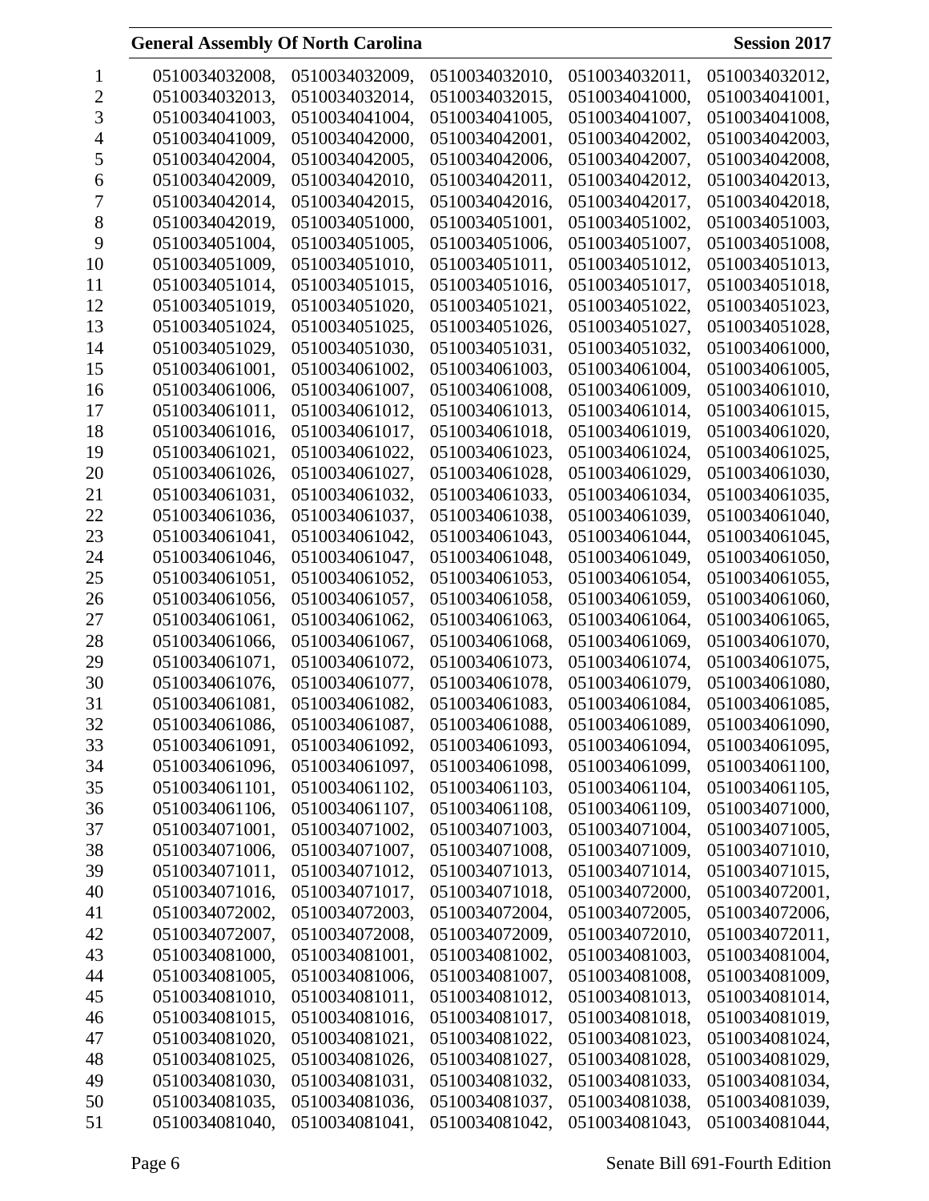0510034032008, 0510034032009, 0510034032010, 0510034032011, 0510034032012, 0510034032013, 0510034032014, 0510034032015, 0510034041000, 0510034041001, 0510034041003, 0510034041004, 0510034041005, 0510034041007, 0510034041008, 0510034041009, 0510034042000, 0510034042001, 0510034042002, 0510034042003, 0510034042004, 0510034042005, 0510034042006, 0510034042007, 0510034042008, 0510034042009, 0510034042010, 0510034042011, 0510034042012, 0510034042013, 0510034042014, 0510034042015, 0510034042016, 0510034042017, 0510034042018, 0510034042019, 0510034051000, 0510034051001, 0510034051002, 0510034051003, 0510034051004, 0510034051005, 0510034051006, 0510034051007, 0510034051008, 0510034051009, 0510034051010, 0510034051011, 0510034051012, 0510034051013, 0510034051014, 0510034051015, 0510034051016, 0510034051017, 0510034051018, 0510034051019, 0510034051020, 0510034051021, 0510034051022, 0510034051023, 0510034051024, 0510034051025, 0510034051026, 0510034051027, 0510034051028, 0510034051029, 0510034051030, 0510034051031, 0510034051032, 0510034061000, 0510034061001, 0510034061002, 0510034061003, 0510034061004, 0510034061005, 0510034061006, 0510034061007, 0510034061008, 0510034061009, 0510034061010, 0510034061011, 0510034061012, 0510034061013, 0510034061014, 0510034061015, 0510034061016, 0510034061017, 0510034061018, 0510034061019, 0510034061020, 0510034061021, 0510034061022, 0510034061023, 0510034061024, 0510034061025, 0510034061026, 0510034061027, 0510034061028, 0510034061029, 0510034061030, 0510034061031, 0510034061032, 0510034061033, 0510034061034, 0510034061035, 0510034061036, 0510034061037, 0510034061038, 0510034061039, 0510034061040, 0510034061041, 0510034061042, 0510034061043, 0510034061044, 0510034061045, 0510034061046, 0510034061047, 0510034061048, 0510034061049, 0510034061050, 0510034061051, 0510034061052, 0510034061053, 0510034061054, 0510034061055, 0510034061056, 0510034061057, 0510034061058, 0510034061059, 0510034061060, 0510034061061, 0510034061062, 0510034061063, 0510034061064, 0510034061065, 0510034061066, 0510034061067, 0510034061068, 0510034061069, 0510034061070, 0510034061071, 0510034061072, 0510034061073, 0510034061074, 0510034061075, 0510034061076, 0510034061077, 0510034061078, 0510034061079, 0510034061080, 0510034061081, 0510034061082, 0510034061083, 0510034061084, 0510034061085, 0510034061086, 0510034061087, 0510034061088, 0510034061089, 0510034061090, 0510034061091, 0510034061092, 0510034061093, 0510034061094, 0510034061095, 0510034061096, 0510034061097, 0510034061098, 0510034061099, 0510034061100, 0510034061101, 0510034061102, 0510034061103, 0510034061104, 0510034061105, 0510034061106, 0510034061107, 0510034061108, 0510034061109, 0510034071000, 0510034071001, 0510034071002, 0510034071003, 0510034071004, 0510034071005, 0510034071006, 0510034071007, 0510034071008, 0510034071009, 0510034071010, 0510034071011, 0510034071012, 0510034071013, 0510034071014, 0510034071015, 0510034071016, 0510034071017, 0510034071018, 0510034072000, 0510034072001, 0510034072002, 0510034072003, 0510034072004, 0510034072005, 0510034072006, 0510034072007, 0510034072008, 0510034072009, 0510034072010, 0510034072011, 0510034081000, 0510034081001, 0510034081002, 0510034081003, 0510034081004, 0510034081005, 0510034081006, 0510034081007, 0510034081008, 0510034081009, 0510034081010, 0510034081011, 0510034081012, 0510034081013, 0510034081014, 0510034081015, 0510034081016, 0510034081017, 0510034081018, 0510034081019, 0510034081020, 0510034081021, 0510034081022, 0510034081023, 0510034081024, 0510034081025, 0510034081026, 0510034081027, 0510034081028, 0510034081029, 0510034081030, 0510034081031, 0510034081032, 0510034081033, 0510034081034, 0510034081035, 0510034081036, 0510034081037, 0510034081038, 0510034081039, 0510034081040, 0510034081041, 0510034081042, 0510034081043, 0510034081044,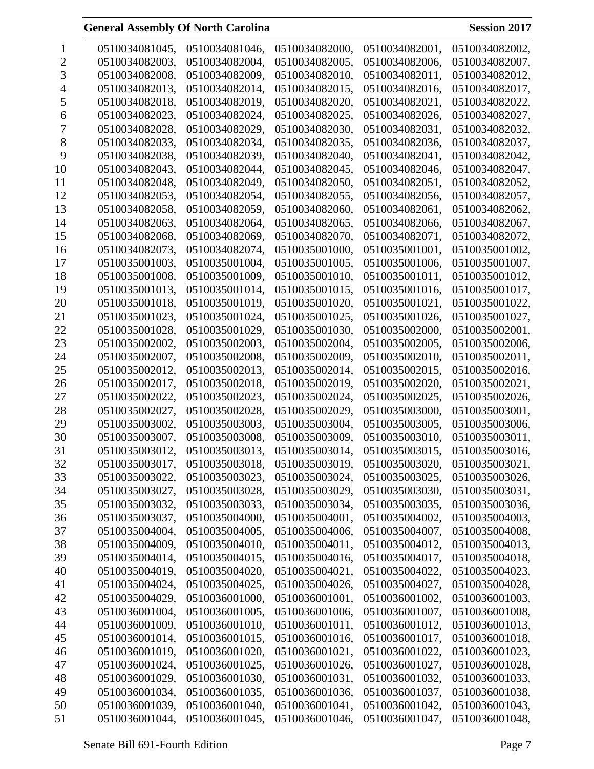0510034081045, 0510034081046, 0510034082000, 0510034082001, 0510034082002, 0510034082003, 0510034082004, 0510034082005, 0510034082006, 0510034082007, 0510034082008, 0510034082009, 0510034082010, 0510034082011, 0510034082012, 0510034082013, 0510034082014, 0510034082015, 0510034082016, 0510034082017, 0510034082018, 0510034082019, 0510034082020, 0510034082021, 0510034082022, 0510034082023, 0510034082024, 0510034082025, 0510034082026, 0510034082027, 0510034082028, 0510034082029, 0510034082030, 0510034082031, 0510034082032, 0510034082033, 0510034082034, 0510034082035, 0510034082036, 0510034082037, 0510034082038, 0510034082039, 0510034082040, 0510034082041, 0510034082042, 0510034082043, 0510034082044, 0510034082045, 0510034082046, 0510034082047, 0510034082048, 0510034082049, 0510034082050, 0510034082051, 0510034082052, 0510034082053, 0510034082054, 0510034082055, 0510034082056, 0510034082057, 0510034082058, 0510034082059, 0510034082060, 0510034082061, 0510034082062, 0510034082063, 0510034082064, 0510034082065, 0510034082066, 0510034082067, 0510034082068, 0510034082069, 0510034082070, 0510034082071, 0510034082072, 0510034082073, 0510034082074, 0510035001000, 0510035001001, 0510035001002, 0510035001003, 0510035001004, 0510035001005, 0510035001006, 0510035001007, 0510035001008, 0510035001009, 0510035001010, 0510035001011, 0510035001012, 0510035001013, 0510035001014, 0510035001015, 0510035001016, 0510035001017, 0510035001018, 0510035001019, 0510035001020, 0510035001021, 0510035001022, 0510035001023, 0510035001024, 0510035001025, 0510035001026, 0510035001027, 0510035001028, 0510035001029, 0510035001030, 0510035002000, 0510035002001, 0510035002002, 0510035002003, 0510035002004, 0510035002005, 0510035002006, 0510035002007, 0510035002008, 0510035002009, 0510035002010, 0510035002011, 0510035002012, 0510035002013, 0510035002014, 0510035002015, 0510035002016, 0510035002017, 0510035002018, 0510035002019, 0510035002020, 0510035002021, 0510035002022, 0510035002023, 0510035002024, 0510035002025, 0510035002026, 0510035002027, 0510035002028, 0510035002029, 0510035003000, 0510035003001, 0510035003002, 0510035003003, 0510035003004, 0510035003005, 0510035003006, 0510035003007, 0510035003008, 0510035003009, 0510035003010, 0510035003011, 0510035003012, 0510035003013, 0510035003014, 0510035003015, 0510035003016, 0510035003017, 0510035003018, 0510035003019, 0510035003020, 0510035003021, 0510035003022, 0510035003023, 0510035003024, 0510035003025, 0510035003026, 0510035003027, 0510035003028, 0510035003029, 0510035003030, 0510035003031, 0510035003032, 0510035003033, 0510035003034, 0510035003035, 0510035003036, 0510035003037, 0510035004000, 0510035004001, 0510035004002, 0510035004003, 0510035004004, 0510035004005, 0510035004006, 0510035004007, 0510035004008, 0510035004009, 0510035004010, 0510035004011, 0510035004012, 0510035004013, 0510035004014, 0510035004015, 0510035004016, 0510035004017, 0510035004018, 0510035004019, 0510035004020, 0510035004021, 0510035004022, 0510035004023, 0510035004024, 0510035004025, 0510035004026, 0510035004027, 0510035004028, 0510035004029, 0510036001000, 0510036001001, 0510036001002, 0510036001003, 0510036001004, 0510036001005, 0510036001006, 0510036001007, 0510036001008, 0510036001009, 0510036001010, 0510036001011, 0510036001012, 0510036001013, 0510036001014, 0510036001015, 0510036001016, 0510036001017, 0510036001018, 0510036001019, 0510036001020, 0510036001021, 0510036001022, 0510036001023, 0510036001024, 0510036001025, 0510036001026, 0510036001027, 0510036001028, 0510036001029, 0510036001030, 0510036001031, 0510036001032, 0510036001033, 0510036001034, 0510036001035, 0510036001036, 0510036001037, 0510036001038, 0510036001039, 0510036001040, 0510036001041, 0510036001042, 0510036001043, 0510036001044, 0510036001045, 0510036001046, 0510036001047, 0510036001048,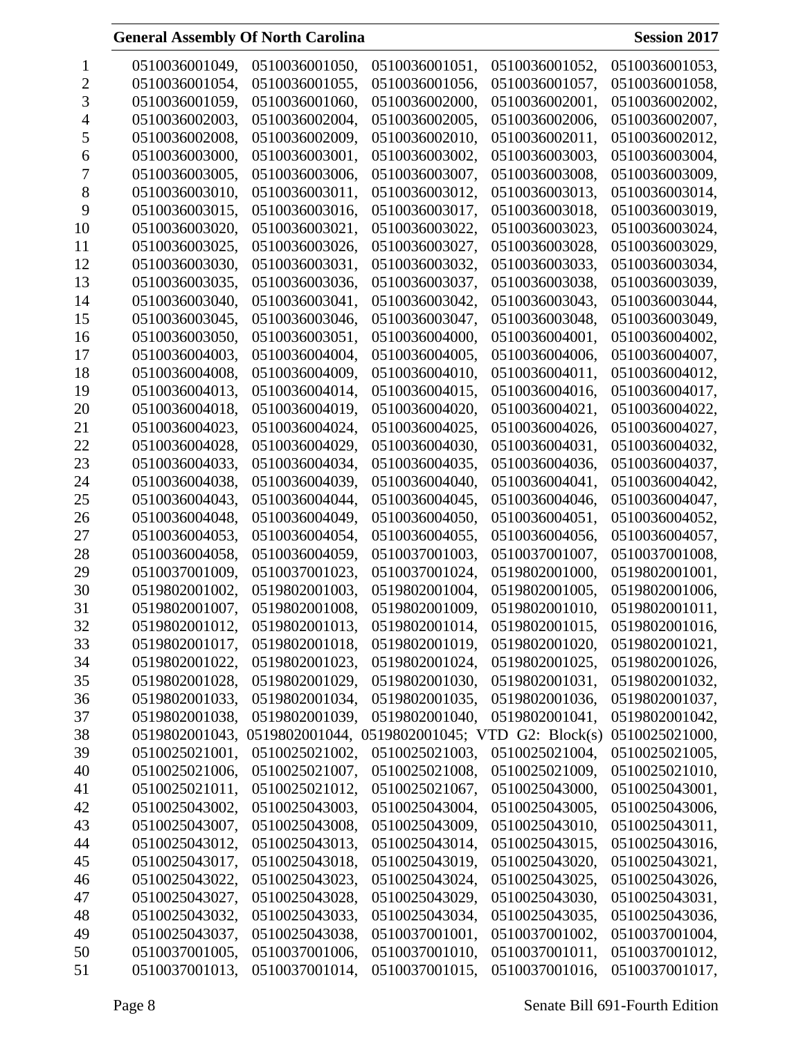0510036001049, 0510036001050, 0510036001051, 0510036001052, 0510036001053, 0510036001054, 0510036001055, 0510036001056, 0510036001057, 0510036001058, 0510036001059, 0510036001060, 0510036002000, 0510036002001, 0510036002002, 0510036002003, 0510036002004, 0510036002005, 0510036002006, 0510036002007, 0510036002008, 0510036002009, 0510036002010, 0510036002011, 0510036002012, 0510036003000, 0510036003001, 0510036003002, 0510036003003, 0510036003004, 0510036003005, 0510036003006, 0510036003007, 0510036003008, 0510036003009, 0510036003010, 0510036003011, 0510036003012, 0510036003013, 0510036003014, 0510036003015, 0510036003016, 0510036003017, 0510036003018, 0510036003019, 0510036003020, 0510036003021, 0510036003022, 0510036003023, 0510036003024, 0510036003025, 0510036003026, 0510036003027, 0510036003028, 0510036003029, 0510036003030, 0510036003031, 0510036003032, 0510036003033, 0510036003034, 0510036003035, 0510036003036, 0510036003037, 0510036003038, 0510036003039, 0510036003040, 0510036003041, 0510036003042, 0510036003043, 0510036003044, 0510036003045, 0510036003046, 0510036003047, 0510036003048, 0510036003049, 0510036003050, 0510036003051, 0510036004000, 0510036004001, 0510036004002, 0510036004003, 0510036004004, 0510036004005, 0510036004006, 0510036004007, 0510036004008, 0510036004009, 0510036004010, 0510036004011, 0510036004012, 0510036004013, 0510036004014, 0510036004015, 0510036004016, 0510036004017, 0510036004018, 0510036004019, 0510036004020, 0510036004021, 0510036004022, 0510036004023, 0510036004024, 0510036004025, 0510036004026, 0510036004027, 0510036004028, 0510036004029, 0510036004030, 0510036004031, 0510036004032, 0510036004033, 0510036004034, 0510036004035, 0510036004036, 0510036004037, 0510036004038, 0510036004039, 0510036004040, 0510036004041, 0510036004042, 0510036004043, 0510036004044, 0510036004045, 0510036004046, 0510036004047, 0510036004048, 0510036004049, 0510036004050, 0510036004051, 0510036004052, 0510036004053, 0510036004054, 0510036004055, 0510036004056, 0510036004057, 0510036004058, 0510036004059, 0510037001003, 0510037001007, 0510037001008, 0510037001009, 0510037001023, 0510037001024, 0519802001000, 0519802001001, 0519802001002, 0519802001003, 0519802001004, 0519802001005, 0519802001006, 0519802001007, 0519802001008, 0519802001009, 0519802001010, 0519802001011, 0519802001012, 0519802001013, 0519802001014, 0519802001015, 0519802001016, 0519802001017, 0519802001018, 0519802001019, 0519802001020, 0519802001021, 0519802001022, 0519802001023, 0519802001024, 0519802001025, 0519802001026, 0519802001028, 0519802001029, 0519802001030, 0519802001031, 0519802001032, 0519802001033, 0519802001034, 0519802001035, 0519802001036, 0519802001037, 0519802001038, 0519802001039, 0519802001040, 0519802001041, 0519802001042, 0519802001043, 0519802001044, 0519802001045; VTD G2: Block(s) 0510025021000, 0510025021001, 0510025021002, 0510025021003, 0510025021004, 0510025021005, 0510025021006, 0510025021007, 0510025021008, 0510025021009, 0510025021010, 0510025021011, 0510025021012, 0510025021067, 0510025043000, 0510025043001, 0510025043002, 0510025043003, 0510025043004, 0510025043005, 0510025043006, 0510025043007, 0510025043008, 0510025043009, 0510025043010, 0510025043011, 0510025043012, 0510025043013, 0510025043014, 0510025043015, 0510025043016, 0510025043017, 0510025043018, 0510025043019, 0510025043020, 0510025043021, 0510025043022, 0510025043023, 0510025043024, 0510025043025, 0510025043026, 0510025043027, 0510025043028, 0510025043029, 0510025043030, 0510025043031, 0510025043032, 0510025043033, 0510025043034, 0510025043035, 0510025043036, 0510025043037, 0510025043038, 0510037001001, 0510037001002, 0510037001004, 0510037001005, 0510037001006, 0510037001010, 0510037001011, 0510037001012, 0510037001013, 0510037001014, 0510037001015, 0510037001016, 0510037001017,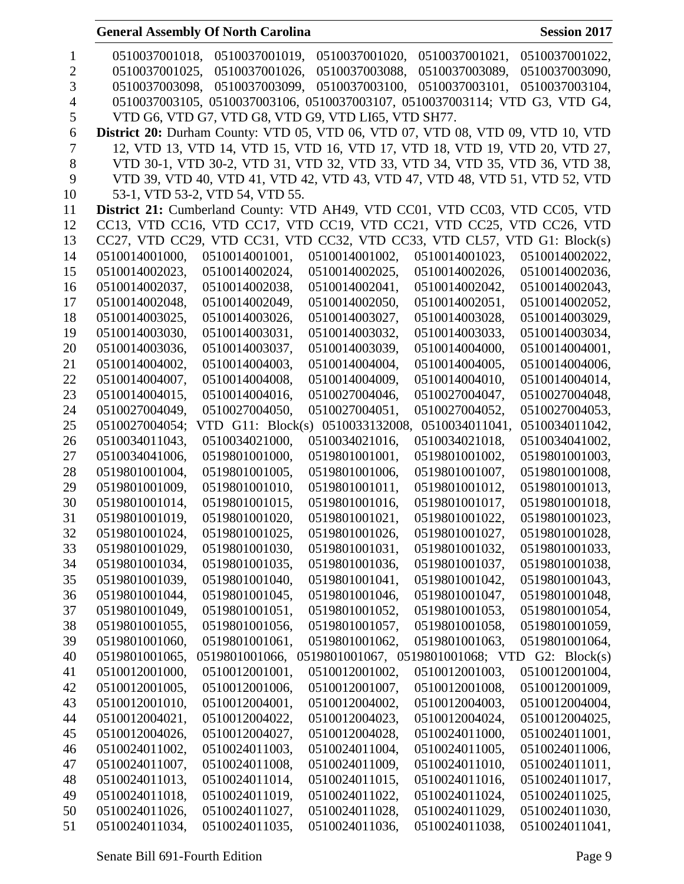0510037001018, 0510037001019, 0510037001020, 0510037001021, 0510037001022, 0510037001025, 0510037001026, 0510037003088, 0510037003089, 0510037003090, 0510037003098, 0510037003099, 0510037003100, 0510037003101, 0510037003104, 0510037003105, 0510037003106, 0510037003107, 0510037003114; VTD G3, VTD G4, VTD G6, VTD G7, VTD G8, VTD G9, VTD LI65, VTD SH77.

**District 20:** Durham County: VTD 05, VTD 06, VTD 07, VTD 08, VTD 09, VTD 10, VTD 12, VTD 13, VTD 14, VTD 15, VTD 16, VTD 17, VTD 18, VTD 19, VTD 20, VTD 27, VTD 30-1, VTD 30-2, VTD 31, VTD 32, VTD 33, VTD 34, VTD 35, VTD 36, VTD 38, VTD 39, VTD 40, VTD 41, VTD 42, VTD 43, VTD 47, VTD 48, VTD 51, VTD 52, VTD 53-1, VTD 53-2, VTD 54, VTD 55.

**District 21:** Cumberland County: VTD AH49, VTD CC01, VTD CC03, VTD CC05, VTD CC13, VTD CC16, VTD CC17, VTD CC19, VTD CC21, VTD CC25, VTD CC26, VTD CC27, VTD CC29, VTD CC31, VTD CC32, VTD CC33, VTD CL57, VTD G1: Block(s) 0510014001000, 0510014001001, 0510014001002, 0510014001023, 0510014002022, 0510014002023, 0510014002024, 0510014002025, 0510014002026, 0510014002036, 0510014002037, 0510014002038, 0510014002041, 0510014002042, 0510014002043, 0510014002048, 0510014002049, 0510014002050, 0510014002051, 0510014002052, 0510014003025, 0510014003026, 0510014003027, 0510014003028, 0510014003029, 0510014003030, 0510014003031, 0510014003032, 0510014003033, 0510014003034, 0510014003036, 0510014003037, 0510014003039, 0510014004000, 0510014004001, 0510014004002, 0510014004003, 0510014004004, 0510014004005, 0510014004006, 0510014004007, 0510014004008, 0510014004009, 0510014004010, 0510014004014, 0510014004015, 0510014004016, 0510027004046, 0510027004047, 0510027004048, 0510027004049, 0510027004050, 0510027004051, 0510027004052, 0510027004053, 0510027004054; VTD G11: Block(s) 0510033132008, 0510034011041, 0510034011042, 0510034011043, 0510034021000, 0510034021016, 0510034021018, 0510034041002, 0510034041006, 0519801001000, 0519801001001, 0519801001002, 0519801001003, 0519801001004, 0519801001005, 0519801001006, 0519801001007, 0519801001008, 0519801001009, 0519801001010, 0519801001011, 0519801001012, 0519801001013, 0519801001014, 0519801001015, 0519801001016, 0519801001017, 0519801001018, 0519801001019, 0519801001020, 0519801001021, 0519801001022, 0519801001023, 0519801001024, 0519801001025, 0519801001026, 0519801001027, 0519801001028, 0519801001029, 0519801001030, 0519801001031, 0519801001032, 0519801001033, 0519801001034, 0519801001035, 0519801001036, 0519801001037, 0519801001038, 0519801001039, 0519801001040, 0519801001041, 0519801001042, 0519801001043, 0519801001044, 0519801001045, 0519801001046, 0519801001047, 0519801001048, 0519801001049, 0519801001051, 0519801001052, 0519801001053, 0519801001054, 0519801001055, 0519801001056, 0519801001057, 0519801001058, 0519801001059, 0519801001060, 0519801001061, 0519801001062, 0519801001063, 0519801001064, 0519801001065, 0519801001066, 0519801001067, 0519801001068; VTD G2: Block(s) 0510012001000, 0510012001001, 0510012001002, 0510012001003, 0510012001004, 0510012001005, 0510012001006, 0510012001007, 0510012001008, 0510012001009, 0510012001010, 0510012004001, 0510012004002, 0510012004003, 0510012004004, 0510012004021, 0510012004022, 0510012004023, 0510012004024, 0510012004025, 0510012004026, 0510012004027, 0510012004028, 0510024011000, 0510024011001, 0510024011002, 0510024011003, 0510024011004, 0510024011005, 0510024011006, 0510024011007, 0510024011008, 0510024011009, 0510024011010, 0510024011011, 0510024011013, 0510024011014, 0510024011015, 0510024011016, 0510024011017, 0510024011018, 0510024011019, 0510024011022, 0510024011024, 0510024011025, 0510024011026, 0510024011027, 0510024011028, 0510024011029, 0510024011030, 0510024011034, 0510024011035, 0510024011036, 0510024011038, 0510024011041,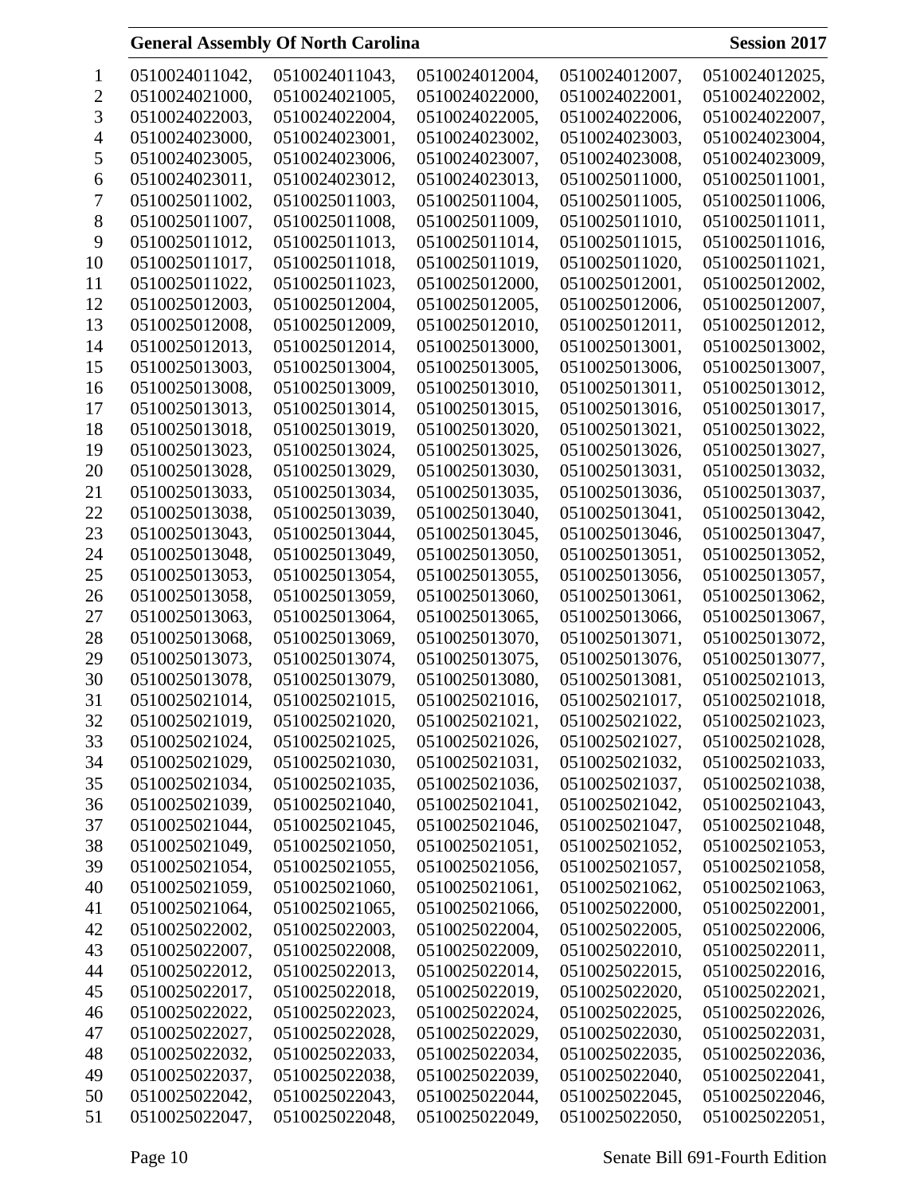0510024011042, 0510024011043, 0510024012004, 0510024012007, 0510024012025,
0510024021000, 0510024021005, 0510024022000, 0510024022001, 0510024022002,
0510024022003, 0510024022004, 0510024022005, 0510024022006, 0510024022007,
0510024023000, 0510024023001, 0510024023002, 0510024023003, 0510024023004,
0510024023005, 0510024023006, 0510024023007, 0510024023008, 0510024023009,
0510024023011, 0510024023012, 0510024023013, 0510025011000, 0510025011001,
0510025011002, 0510025011003, 0510025011004, 0510025011005, 0510025011006,
0510025011007, 0510025011008, 0510025011009, 0510025011010, 0510025011011,
0510025011012, 0510025011013, 0510025011014, 0510025011015, 0510025011016,
0510025011017, 0510025011018, 0510025011019, 0510025011020, 0510025011021,
0510025011022, 0510025011023, 0510025012000, 0510025012001, 0510025012002,
0510025012003, 0510025012004, 0510025012005, 0510025012006, 0510025012007,
0510025012008, 0510025012009, 0510025012010, 0510025012011, 0510025012012,
0510025012013, 0510025012014, 0510025013000, 0510025013001, 0510025013002,
0510025013003, 0510025013004, 0510025013005, 0510025013006, 0510025013007,
0510025013008, 0510025013009, 0510025013010, 0510025013011, 0510025013012,
0510025013013, 0510025013014, 0510025013015, 0510025013016, 0510025013017,
0510025013018, 0510025013019, 0510025013020, 0510025013021, 0510025013022,
0510025013023, 0510025013024, 0510025013025, 0510025013026, 0510025013027,
0510025013028, 0510025013029, 0510025013030, 0510025013031, 0510025013032,
0510025013033, 0510025013034, 0510025013035, 0510025013036, 0510025013037,
0510025013038, 0510025013039, 0510025013040, 0510025013041, 0510025013042,
0510025013043, 0510025013044, 0510025013045, 0510025013046, 0510025013047,
0510025013048, 0510025013049, 0510025013050, 0510025013051, 0510025013052,
0510025013053, 0510025013054, 0510025013055, 0510025013056, 0510025013057,
0510025013058, 0510025013059, 0510025013060, 0510025013061, 0510025013062,
0510025013063, 0510025013064, 0510025013065, 0510025013066, 0510025013067,
0510025013068, 0510025013069, 0510025013070, 0510025013071, 0510025013072,
0510025013073, 0510025013074, 0510025013075, 0510025013076, 0510025013077,
0510025013078, 0510025013079, 0510025013080, 0510025013081, 0510025021013,
0510025021014, 0510025021015, 0510025021016, 0510025021017, 0510025021018,
0510025021019, 0510025021020, 0510025021021, 0510025021022, 0510025021023,
0510025021024, 0510025021025, 0510025021026, 0510025021027, 0510025021028,
0510025021029, 0510025021030, 0510025021031, 0510025021032, 0510025021033,
0510025021034, 0510025021035, 0510025021036, 0510025021037, 0510025021038,
0510025021039, 0510025021040, 0510025021041, 0510025021042, 0510025021043,
0510025021044, 0510025021045, 0510025021046, 0510025021047, 0510025021048,
0510025021049, 0510025021050, 0510025021051, 0510025021052, 0510025021053,
0510025021054, 0510025021055, 0510025021056, 0510025021057, 0510025021058,
0510025021059, 0510025021060, 0510025021061, 0510025021062, 0510025021063,
0510025021064, 0510025021065, 0510025021066, 0510025022000, 0510025022001,
0510025022002, 0510025022003, 0510025022004, 0510025022005, 0510025022006,
0510025022007, 0510025022008, 0510025022009, 0510025022010, 0510025022011,
0510025022012, 0510025022013, 0510025022014, 0510025022015, 0510025022016,
0510025022017, 0510025022018, 0510025022019, 0510025022020, 0510025022021,
0510025022022, 0510025022023, 0510025022024, 0510025022025, 0510025022026,
0510025022027, 0510025022028, 0510025022029, 0510025022030, 0510025022031,
0510025022032, 0510025022033, 0510025022034, 0510025022035, 0510025022036,
0510025022037, 0510025022038, 0510025022039, 0510025022040, 0510025022041,
0510025022042, 0510025022043, 0510025022044, 0510025022045, 0510025022046,
0510025022047, 0510025022048, 0510025022049, 0510025022050, 0510025022051,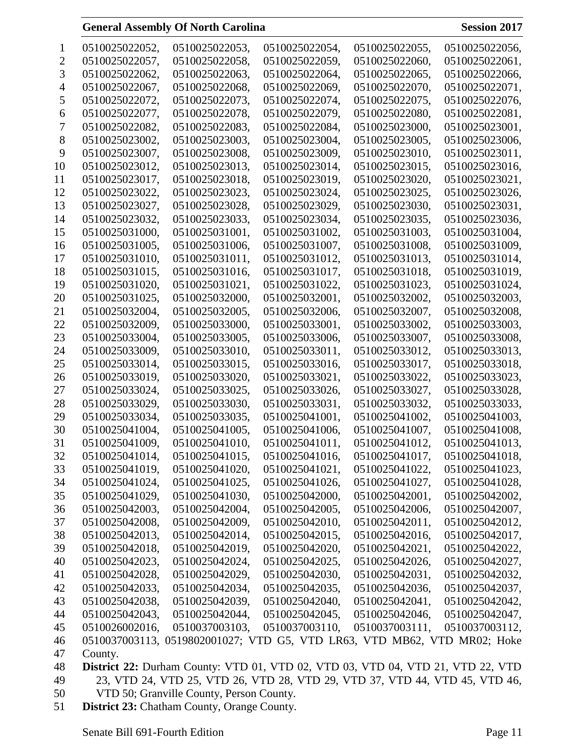0510025022052, 0510025022053, 0510025022054, 0510025022055, 0510025022056, 0510025022057, 0510025022058, 0510025022059, 0510025022060, 0510025022061, 0510025022062, 0510025022063, 0510025022064, 0510025022065, 0510025022066, 0510025022067, 0510025022068, 0510025022069, 0510025022070, 0510025022071, 0510025022072, 0510025022073, 0510025022074, 0510025022075, 0510025022076, 0510025022077, 0510025022078, 0510025022079, 0510025022080, 0510025022081, 0510025022082, 0510025022083, 0510025022084, 0510025023000, 0510025023001, 0510025023002, 0510025023003, 0510025023004, 0510025023005, 0510025023006, 0510025023007, 0510025023008, 0510025023009, 0510025023010, 0510025023011, 0510025023012, 0510025023013, 0510025023014, 0510025023015, 0510025023016, 0510025023017, 0510025023018, 0510025023019, 0510025023020, 0510025023021, 0510025023022, 0510025023023, 0510025023024, 0510025023025, 0510025023026, 0510025023027, 0510025023028, 0510025023029, 0510025023030, 0510025023031, 0510025023032, 0510025023033, 0510025023034, 0510025023035, 0510025023036, 0510025031000, 0510025031001, 0510025031002, 0510025031003, 0510025031004, 0510025031005, 0510025031006, 0510025031007, 0510025031008, 0510025031009, 0510025031010, 0510025031011, 0510025031012, 0510025031013, 0510025031014, 0510025031015, 0510025031016, 0510025031017, 0510025031018, 0510025031019, 0510025031020, 0510025031021, 0510025031022, 0510025031023, 0510025031024, 0510025031025, 0510025032000, 0510025032001, 0510025032002, 0510025032003, 0510025032004, 0510025032005, 0510025032006, 0510025032007, 0510025032008, 0510025032009, 0510025033000, 0510025033001, 0510025033002, 0510025033003, 0510025033004, 0510025033005, 0510025033006, 0510025033007, 0510025033008, 0510025033009, 0510025033010, 0510025033011, 0510025033012, 0510025033013, 0510025033014, 0510025033015, 0510025033016, 0510025033017, 0510025033018, 0510025033019, 0510025033020, 0510025033021, 0510025033022, 0510025033023, 0510025033024, 0510025033025, 0510025033026, 0510025033027, 0510025033028, 0510025033029, 0510025033030, 0510025033031, 0510025033032, 0510025033033, 0510025033034, 0510025033035, 0510025041001, 0510025041002, 0510025041003, 0510025041004, 0510025041005, 0510025041006, 0510025041007, 0510025041008, 0510025041009, 0510025041010, 0510025041011, 0510025041012, 0510025041013, 0510025041014, 0510025041015, 0510025041016, 0510025041017, 0510025041018, 0510025041019, 0510025041020, 0510025041021, 0510025041022, 0510025041023, 0510025041024, 0510025041025, 0510025041026, 0510025041027, 0510025041028, 0510025041029, 0510025041030, 0510025042000, 0510025042001, 0510025042002, 0510025042003, 0510025042004, 0510025042005, 0510025042006, 0510025042007, 0510025042008, 0510025042009, 0510025042010, 0510025042011, 0510025042012, 0510025042013, 0510025042014, 0510025042015, 0510025042016, 0510025042017, 0510025042018, 0510025042019, 0510025042020, 0510025042021, 0510025042022, 0510025042023, 0510025042024, 0510025042025, 0510025042026, 0510025042027, 0510025042028, 0510025042029, 0510025042030, 0510025042031, 0510025042032, 0510025042033, 0510025042034, 0510025042035, 0510025042036, 0510025042037, 0510025042038, 0510025042039, 0510025042040, 0510025042041, 0510025042042, 0510025042043, 0510025042044, 0510025042045, 0510025042046, 0510025042047, 0510026002016, 0510037003103, 0510037003110, 0510037003111, 0510037003112, 0510037003113, 0519802001027; VTD G5, VTD LR63, VTD MB62, VTD MR02; Hoke County.

**District 22:** Durham County: VTD 01, VTD 02, VTD 03, VTD 04, VTD 21, VTD 22, VTD 23, VTD 24, VTD 25, VTD 26, VTD 28, VTD 29, VTD 37, VTD 44, VTD 45, VTD 46, VTD 50; Granville County, Person County.

**District 23:** Chatham County, Orange County.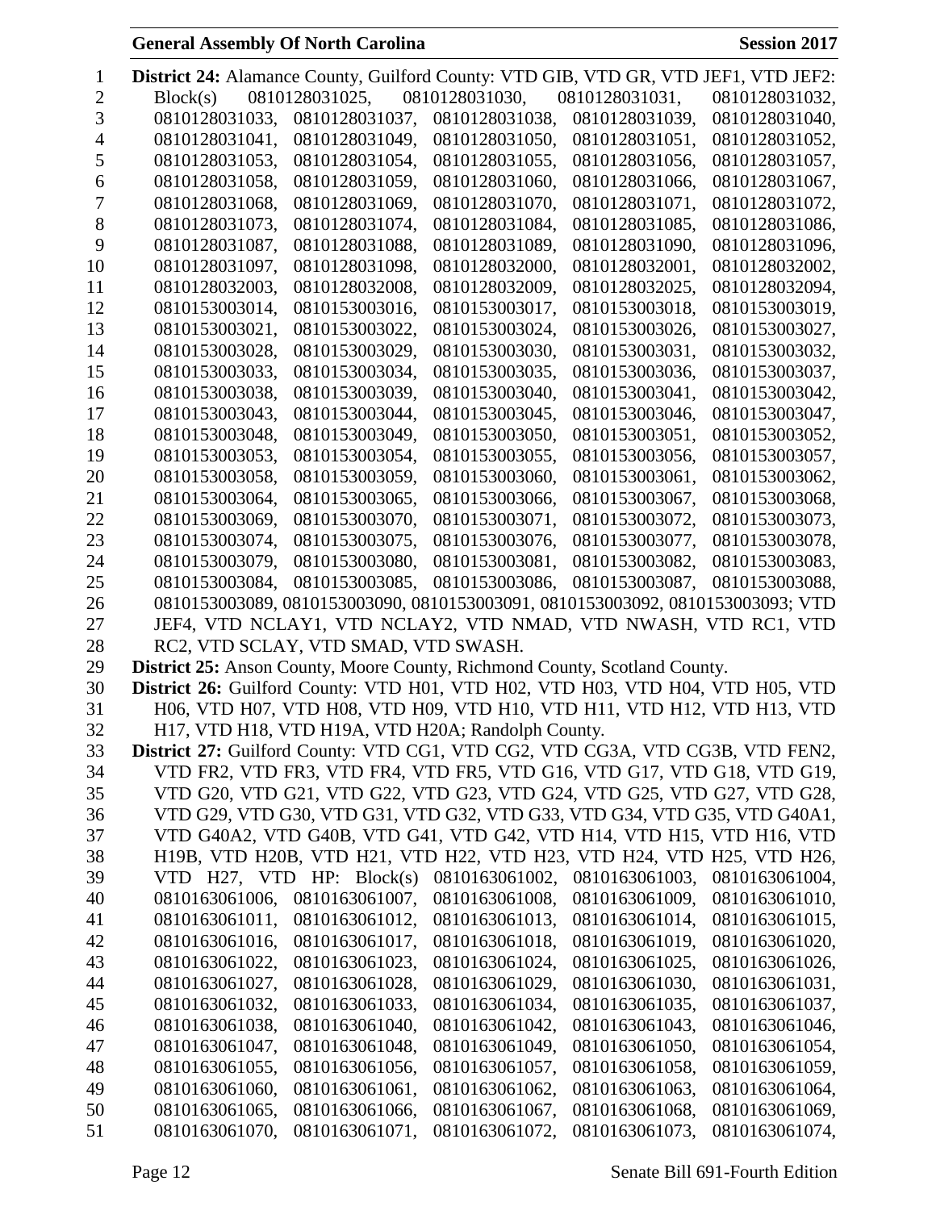**District 24:** Alamance County, Guilford County: VTD GIB, VTD GR, VTD JEF1, VTD JEF2: Block(s) 0810128031025, 0810128031030, 0810128031031, 0810128031032, 0810128031033, 0810128031037, 0810128031038, 0810128031039, 0810128031040, 0810128031041, 0810128031049, 0810128031050, 0810128031051, 0810128031052, 0810128031053, 0810128031054, 0810128031055, 0810128031056, 0810128031057, 0810128031058, 0810128031059, 0810128031060, 0810128031066, 0810128031067, 0810128031068, 0810128031069, 0810128031070, 0810128031071, 0810128031072, 0810128031073, 0810128031074, 0810128031084, 0810128031085, 0810128031086, 0810128031087, 0810128031088, 0810128031089, 0810128031090, 0810128031096, 0810128031097, 0810128031098, 0810128032000, 0810128032001, 0810128032002, 0810128032003, 0810128032008, 0810128032009, 0810128032025, 0810128032094, 0810153003014, 0810153003016, 0810153003017, 0810153003018, 0810153003019, 0810153003021, 0810153003022, 0810153003024, 0810153003026, 0810153003027, 0810153003028, 0810153003029, 0810153003030, 0810153003031, 0810153003032, 0810153003033, 0810153003034, 0810153003035, 0810153003036, 0810153003037, 0810153003038, 0810153003039, 0810153003040, 0810153003041, 0810153003042, 0810153003043, 0810153003044, 0810153003045, 0810153003046, 0810153003047, 0810153003048, 0810153003049, 0810153003050, 0810153003051, 0810153003052, 0810153003053, 0810153003054, 0810153003055, 0810153003056, 0810153003057, 0810153003058, 0810153003059, 0810153003060, 0810153003061, 0810153003062, 0810153003064, 0810153003065, 0810153003066, 0810153003067, 0810153003068, 0810153003069, 0810153003070, 0810153003071, 0810153003072, 0810153003073, 0810153003074, 0810153003075, 0810153003076, 0810153003077, 0810153003078, 0810153003079, 0810153003080, 0810153003081, 0810153003082, 0810153003083, 0810153003084, 0810153003085, 0810153003086, 0810153003087, 0810153003088, 0810153003089, 0810153003090, 0810153003091, 0810153003092, 0810153003093; VTD JEF4, VTD NCLAY1, VTD NCLAY2, VTD NMAD, VTD NWASH, VTD RC1, VTD RC2, VTD SCLAY, VTD SMAD, VTD SWASH.

**District 25:** Anson County, Moore County, Richmond County, Scotland County.

**District 26:** Guilford County: VTD H01, VTD H02, VTD H03, VTD H04, VTD H05, VTD H06, VTD H07, VTD H08, VTD H09, VTD H10, VTD H11, VTD H12, VTD H13, VTD H17, VTD H18, VTD H19A, VTD H20A; Randolph County.

**District 27:** Guilford County: VTD CG1, VTD CG2, VTD CG3A, VTD CG3B, VTD FEN2, VTD FR2, VTD FR3, VTD FR4, VTD FR5, VTD G16, VTD G17, VTD G18, VTD G19, VTD G20, VTD G21, VTD G22, VTD G23, VTD G24, VTD G25, VTD G27, VTD G28, VTD G29, VTD G30, VTD G31, VTD G32, VTD G33, VTD G34, VTD G35, VTD G40A1, VTD G40A2, VTD G40B, VTD G41, VTD G42, VTD H14, VTD H15, VTD H16, VTD H19B, VTD H20B, VTD H21, VTD H22, VTD H23, VTD H24, VTD H25, VTD H26, VTD H27, VTD HP: Block(s) 0810163061002, 0810163061003, 0810163061004, 0810163061006, 0810163061007, 0810163061008, 0810163061009, 0810163061010, 0810163061011, 0810163061012, 0810163061013, 0810163061014, 0810163061015, 0810163061016, 0810163061017, 0810163061018, 0810163061019, 0810163061020, 0810163061022, 0810163061023, 0810163061024, 0810163061025, 0810163061026, 0810163061027, 0810163061028, 0810163061029, 0810163061030, 0810163061031, 0810163061032, 0810163061033, 0810163061034, 0810163061035, 0810163061037, 0810163061038, 0810163061040, 0810163061042, 0810163061043, 0810163061046, 0810163061047, 0810163061048, 0810163061049, 0810163061050, 0810163061054, 0810163061055, 0810163061056, 0810163061057, 0810163061058, 0810163061059, 0810163061060, 0810163061061, 0810163061062, 0810163061063, 0810163061064, 0810163061065, 0810163061066, 0810163061067, 0810163061068, 0810163061069, 0810163061070, 0810163061071, 0810163061072, 0810163061073, 0810163061074,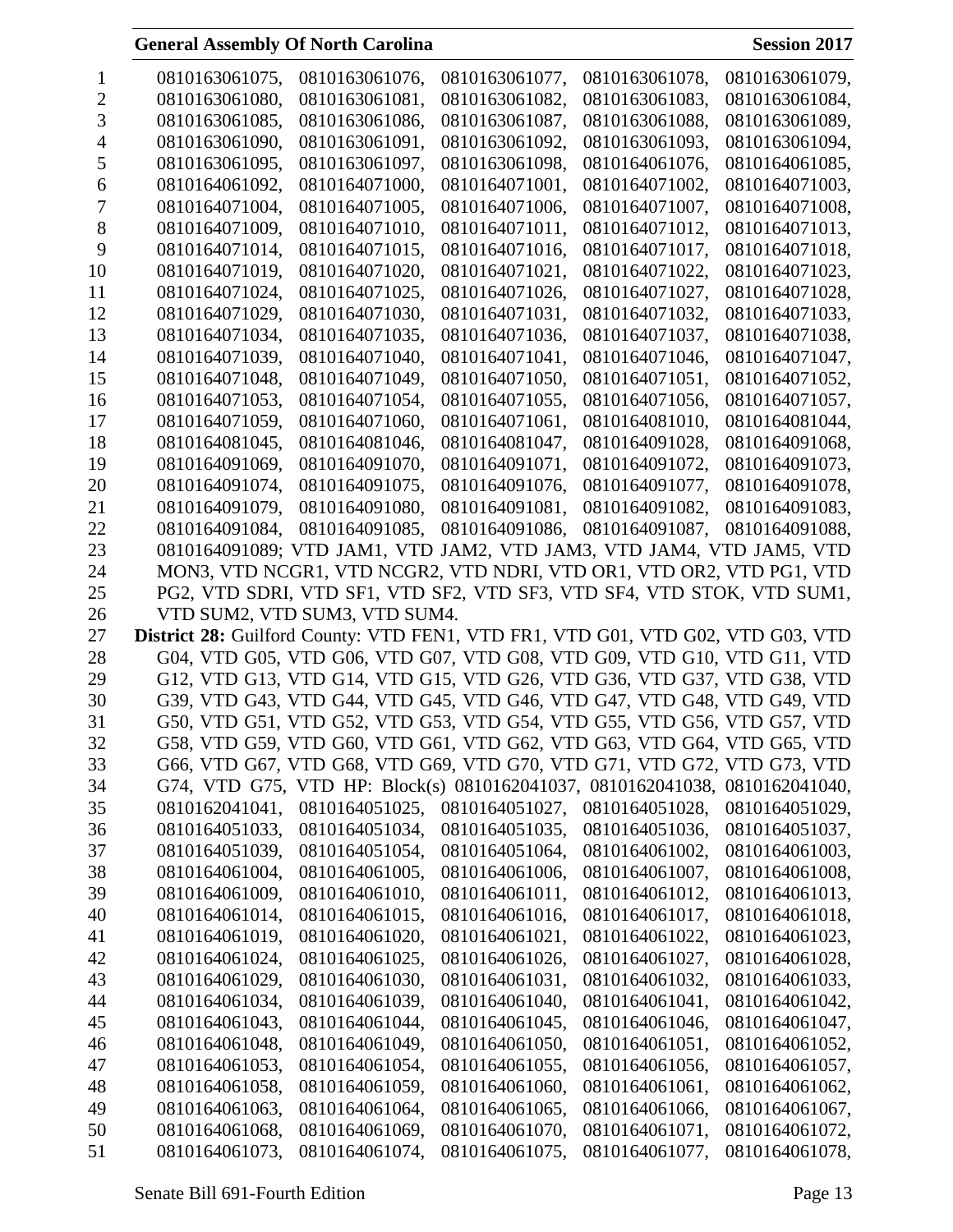0810163061075, 0810163061076, 0810163061077, 0810163061078, 0810163061079, 0810163061080, 0810163061081, 0810163061082, 0810163061083, 0810163061084, 0810163061085, 0810163061086, 0810163061087, 0810163061088, 0810163061089, 0810163061090, 0810163061091, 0810163061092, 0810163061093, 0810163061094, 0810163061095, 0810163061097, 0810163061098, 0810164061076, 0810164061085, 0810164061092, 0810164071000, 0810164071001, 0810164071002, 0810164071003, 0810164071004, 0810164071005, 0810164071006, 0810164071007, 0810164071008, 0810164071009, 0810164071010, 0810164071011, 0810164071012, 0810164071013, 0810164071014, 0810164071015, 0810164071016, 0810164071017, 0810164071018, 0810164071019, 0810164071020, 0810164071021, 0810164071022, 0810164071023, 0810164071024, 0810164071025, 0810164071026, 0810164071027, 0810164071028, 0810164071029, 0810164071030, 0810164071031, 0810164071032, 0810164071033, 0810164071034, 0810164071035, 0810164071036, 0810164071037, 0810164071038, 0810164071039, 0810164071040, 0810164071041, 0810164071046, 0810164071047, 0810164071048, 0810164071049, 0810164071050, 0810164071051, 0810164071052, 0810164071053, 0810164071054, 0810164071055, 0810164071056, 0810164071057, 0810164071059, 0810164071060, 0810164071061, 0810164081010, 0810164081044, 0810164081045, 0810164081046, 0810164081047, 0810164091028, 0810164091068, 0810164091069, 0810164091070, 0810164091071, 0810164091072, 0810164091073, 0810164091074, 0810164091075, 0810164091076, 0810164091077, 0810164091078, 0810164091079, 0810164091080, 0810164091081, 0810164091082, 0810164091083, 0810164091084, 0810164091085, 0810164091086, 0810164091087, 0810164091088, 0810164091089; VTD JAM1, VTD JAM2, VTD JAM3, VTD JAM4, VTD JAM5, VTD MON3, VTD NCGR1, VTD NCGR2, VTD NDRI, VTD OR1, VTD OR2, VTD PG1, VTD PG2, VTD SDRI, VTD SF1, VTD SF2, VTD SF3, VTD SF4, VTD STOK, VTD SUM1, VTD SUM2, VTD SUM3, VTD SUM4.

**District 28:** Guilford County: VTD FEN1, VTD FR1, VTD G01, VTD G02, VTD G03, VTD G04, VTD G05, VTD G06, VTD G07, VTD G08, VTD G09, VTD G10, VTD G11, VTD G12, VTD G13, VTD G14, VTD G15, VTD G26, VTD G36, VTD G37, VTD G38, VTD G39, VTD G43, VTD G44, VTD G45, VTD G46, VTD G47, VTD G48, VTD G49, VTD G50, VTD G51, VTD G52, VTD G53, VTD G54, VTD G55, VTD G56, VTD G57, VTD G58, VTD G59, VTD G60, VTD G61, VTD G62, VTD G63, VTD G64, VTD G65, VTD G66, VTD G67, VTD G68, VTD G69, VTD G70, VTD G71, VTD G72, VTD G73, VTD G74, VTD G75, VTD HP: Block(s) 0810162041037, 0810162041038, 0810162041040, 0810162041041, 0810164051025, 0810164051027, 0810164051028, 0810164051029, 0810164051033, 0810164051034, 0810164051035, 0810164051036, 0810164051037, 0810164051039, 0810164051054, 0810164051064, 0810164061002, 0810164061003, 0810164061004, 0810164061005, 0810164061006, 0810164061007, 0810164061008, 0810164061009, 0810164061010, 0810164061011, 0810164061012, 0810164061013, 0810164061014, 0810164061015, 0810164061016, 0810164061017, 0810164061018, 0810164061019, 0810164061020, 0810164061021, 0810164061022, 0810164061023, 0810164061024, 0810164061025, 0810164061026, 0810164061027, 0810164061028, 0810164061029, 0810164061030, 0810164061031, 0810164061032, 0810164061033, 0810164061034, 0810164061039, 0810164061040, 0810164061041, 0810164061042, 0810164061043, 0810164061044, 0810164061045, 0810164061046, 0810164061047, 0810164061048, 0810164061049, 0810164061050, 0810164061051, 0810164061052, 0810164061053, 0810164061054, 0810164061055, 0810164061056, 0810164061057, 0810164061058, 0810164061059, 0810164061060, 0810164061061, 0810164061062, 0810164061063, 0810164061064, 0810164061065, 0810164061066, 0810164061067, 0810164061068, 0810164061069, 0810164061070, 0810164061071, 0810164061072, 0810164061073, 0810164061074, 0810164061075, 0810164061077, 0810164061078,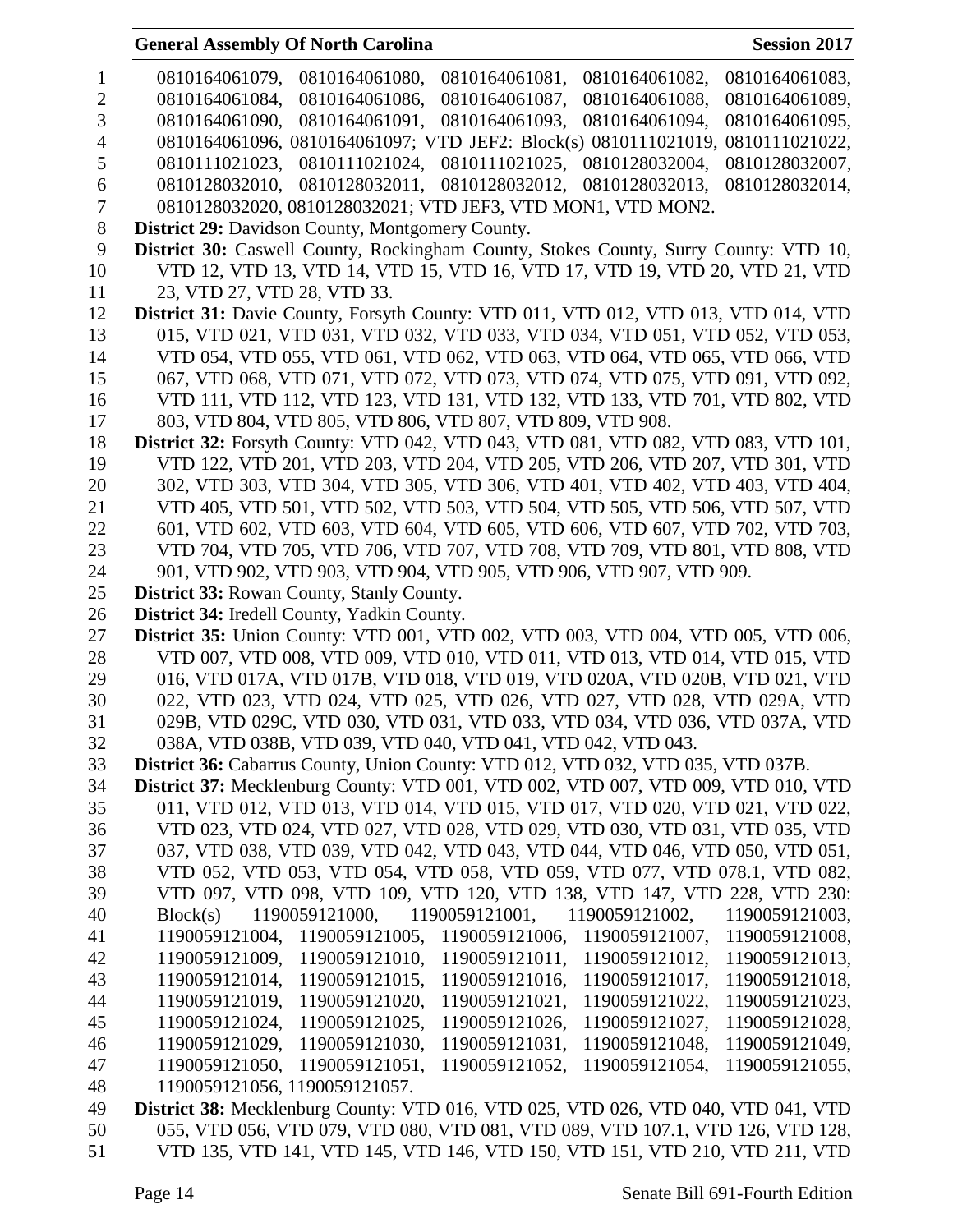0810164061079, 0810164061080, 0810164061081, 0810164061082, 0810164061083, 0810164061084, 0810164061086, 0810164061087, 0810164061088, 0810164061089, 0810164061090, 0810164061091, 0810164061093, 0810164061094, 0810164061095, 0810164061096, 0810164061097; VTD JEF2: Block(s) 0810111021019, 0810111021022, 0810111021023, 0810111021024, 0810111021025, 0810128032004, 0810128032007, 0810128032010, 0810128032011, 0810128032012, 0810128032013, 0810128032014, 0810128032020, 0810128032021; VTD JEF3, VTD MON1, VTD MON2.

**District 29:** Davidson County, Montgomery County.

**District 30:** Caswell County, Rockingham County, Stokes County, Surry County: VTD 10, VTD 12, VTD 13, VTD 14, VTD 15, VTD 16, VTD 17, VTD 19, VTD 20, VTD 21, VTD 23, VTD 27, VTD 28, VTD 33.

**District 31:** Davie County, Forsyth County: VTD 011, VTD 012, VTD 013, VTD 014, VTD 015, VTD 021, VTD 031, VTD 032, VTD 033, VTD 034, VTD 051, VTD 052, VTD 053, VTD 054, VTD 055, VTD 061, VTD 062, VTD 063, VTD 064, VTD 065, VTD 066, VTD 067, VTD 068, VTD 071, VTD 072, VTD 073, VTD 074, VTD 075, VTD 091, VTD 092, VTD 111, VTD 112, VTD 123, VTD 131, VTD 132, VTD 133, VTD 701, VTD 802, VTD 803, VTD 804, VTD 805, VTD 806, VTD 807, VTD 809, VTD 908.

**District 32:** Forsyth County: VTD 042, VTD 043, VTD 081, VTD 082, VTD 083, VTD 101, VTD 122, VTD 201, VTD 203, VTD 204, VTD 205, VTD 206, VTD 207, VTD 301, VTD 302, VTD 303, VTD 304, VTD 305, VTD 306, VTD 401, VTD 402, VTD 403, VTD 404, VTD 405, VTD 501, VTD 502, VTD 503, VTD 504, VTD 505, VTD 506, VTD 507, VTD 601, VTD 602, VTD 603, VTD 604, VTD 605, VTD 606, VTD 607, VTD 702, VTD 703, VTD 704, VTD 705, VTD 706, VTD 707, VTD 708, VTD 709, VTD 801, VTD 808, VTD 901, VTD 902, VTD 903, VTD 904, VTD 905, VTD 906, VTD 907, VTD 909.

**District 33:** Rowan County, Stanly County.

**District 34:** Iredell County, Yadkin County.

**District 35:** Union County: VTD 001, VTD 002, VTD 003, VTD 004, VTD 005, VTD 006, VTD 007, VTD 008, VTD 009, VTD 010, VTD 011, VTD 013, VTD 014, VTD 015, VTD 016, VTD 017A, VTD 017B, VTD 018, VTD 019, VTD 020A, VTD 020B, VTD 021, VTD 022, VTD 023, VTD 024, VTD 025, VTD 026, VTD 027, VTD 028, VTD 029A, VTD 029B, VTD 029C, VTD 030, VTD 031, VTD 033, VTD 034, VTD 036, VTD 037A, VTD 038A, VTD 038B, VTD 039, VTD 040, VTD 041, VTD 042, VTD 043.

**District 36:** Cabarrus County, Union County: VTD 012, VTD 032, VTD 035, VTD 037B.

**District 37:** Mecklenburg County: VTD 001, VTD 002, VTD 007, VTD 009, VTD 010, VTD 011, VTD 012, VTD 013, VTD 014, VTD 015, VTD 017, VTD 020, VTD 021, VTD 022, VTD 023, VTD 024, VTD 027, VTD 028, VTD 029, VTD 030, VTD 031, VTD 035, VTD 037, VTD 038, VTD 039, VTD 042, VTD 043, VTD 044, VTD 046, VTD 050, VTD 051, VTD 052, VTD 053, VTD 054, VTD 058, VTD 059, VTD 077, VTD 078.1, VTD 082, VTD 097, VTD 098, VTD 109, VTD 120, VTD 138, VTD 147, VTD 228, VTD 230: Block(s) 1190059121000, 1190059121001, 1190059121002, 1190059121003, 1190059121004, 1190059121005, 1190059121006, 1190059121007, 1190059121008, 1190059121009, 1190059121010, 1190059121011, 1190059121012, 1190059121013, 1190059121014, 1190059121015, 1190059121016, 1190059121017, 1190059121018, 1190059121019, 1190059121020, 1190059121021, 1190059121022, 1190059121023, 1190059121024, 1190059121025, 1190059121026, 1190059121027, 1190059121028, 1190059121029, 1190059121030, 1190059121031, 1190059121048, 1190059121049, 1190059121050, 1190059121051, 1190059121052, 1190059121054, 1190059121055, 1190059121056, 1190059121057.

**District 38:** Mecklenburg County: VTD 016, VTD 025, VTD 026, VTD 040, VTD 041, VTD 055, VTD 056, VTD 079, VTD 080, VTD 081, VTD 089, VTD 107.1, VTD 126, VTD 128, VTD 135, VTD 141, VTD 145, VTD 146, VTD 150, VTD 151, VTD 210, VTD 211, VTD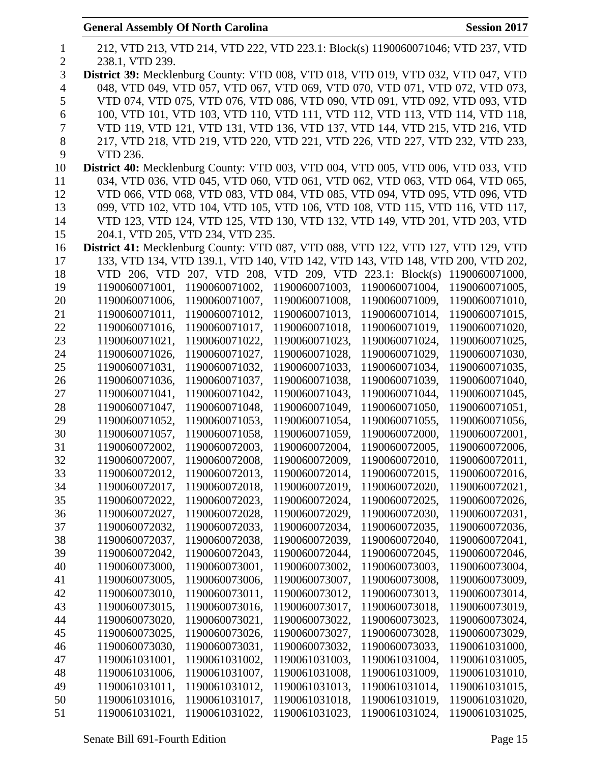212, VTD 213, VTD 214, VTD 222, VTD 223.1: Block(s) 1190060071046; VTD 237, VTD 238.1, VTD 239.

**District 39:** Mecklenburg County: VTD 008, VTD 018, VTD 019, VTD 032, VTD 047, VTD 048, VTD 049, VTD 057, VTD 067, VTD 069, VTD 070, VTD 071, VTD 072, VTD 073, VTD 074, VTD 075, VTD 076, VTD 086, VTD 090, VTD 091, VTD 092, VTD 093, VTD 100, VTD 101, VTD 103, VTD 110, VTD 111, VTD 112, VTD 113, VTD 114, VTD 118, VTD 119, VTD 121, VTD 131, VTD 136, VTD 137, VTD 144, VTD 215, VTD 216, VTD 217, VTD 218, VTD 219, VTD 220, VTD 221, VTD 226, VTD 227, VTD 232, VTD 233, VTD 236.

**District 40:** Mecklenburg County: VTD 003, VTD 004, VTD 005, VTD 006, VTD 033, VTD 034, VTD 036, VTD 045, VTD 060, VTD 061, VTD 062, VTD 063, VTD 064, VTD 065, VTD 066, VTD 068, VTD 083, VTD 084, VTD 085, VTD 094, VTD 095, VTD 096, VTD 099, VTD 102, VTD 104, VTD 105, VTD 106, VTD 108, VTD 115, VTD 116, VTD 117, VTD 123, VTD 124, VTD 125, VTD 130, VTD 132, VTD 149, VTD 201, VTD 203, VTD 204.1, VTD 205, VTD 234, VTD 235.

**District 41:** Mecklenburg County: VTD 087, VTD 088, VTD 122, VTD 127, VTD 129, VTD 133, VTD 134, VTD 139.1, VTD 140, VTD 142, VTD 143, VTD 148, VTD 200, VTD 202, VTD 206, VTD 207, VTD 208, VTD 209, VTD 223.1: Block(s) 1190060071000, 1190060071001, 1190060071002, 1190060071003, 1190060071004, 1190060071005, 1190060071006, 1190060071007, 1190060071008, 1190060071009, 1190060071010, 1190060071011, 1190060071012, 1190060071013, 1190060071014, 1190060071015, 1190060071016, 1190060071017, 1190060071018, 1190060071019, 1190060071020, 1190060071021, 1190060071022, 1190060071023, 1190060071024, 1190060071025, 1190060071026, 1190060071027, 1190060071028, 1190060071029, 1190060071030, 1190060071031, 1190060071032, 1190060071033, 1190060071034, 1190060071035, 1190060071036, 1190060071037, 1190060071038, 1190060071039, 1190060071040, 1190060071041, 1190060071042, 1190060071043, 1190060071044, 1190060071045, 1190060071047, 1190060071048, 1190060071049, 1190060071050, 1190060071051, 1190060071052, 1190060071053, 1190060071054, 1190060071055, 1190060071056, 1190060071057, 1190060071058, 1190060071059, 1190060072000, 1190060072001, 1190060072002, 1190060072003, 1190060072004, 1190060072005, 1190060072006, 1190060072007, 1190060072008, 1190060072009, 1190060072010, 1190060072011, 1190060072012, 1190060072013, 1190060072014, 1190060072015, 1190060072016, 1190060072017, 1190060072018, 1190060072019, 1190060072020, 1190060072021, 1190060072022, 1190060072023, 1190060072024, 1190060072025, 1190060072026, 1190060072027, 1190060072028, 1190060072029, 1190060072030, 1190060072031, 1190060072032, 1190060072033, 1190060072034, 1190060072035, 1190060072036, 1190060072037, 1190060072038, 1190060072039, 1190060072040, 1190060072041, 1190060072042, 1190060072043, 1190060072044, 1190060072045, 1190060072046, 1190060073000, 1190060073001, 1190060073002, 1190060073003, 1190060073004, 1190060073005, 1190060073006, 1190060073007, 1190060073008, 1190060073009, 1190060073010, 1190060073011, 1190060073012, 1190060073013, 1190060073014, 1190060073015, 1190060073016, 1190060073017, 1190060073018, 1190060073019, 1190060073020, 1190060073021, 1190060073022, 1190060073023, 1190060073024, 1190060073025, 1190060073026, 1190060073027, 1190060073028, 1190060073029, 1190060073030, 1190060073031, 1190060073032, 1190060073033, 1190061031000, 1190061031001, 1190061031002, 1190061031003, 1190061031004, 1190061031005, 1190061031006, 1190061031007, 1190061031008, 1190061031009, 1190061031010, 1190061031011, 1190061031012, 1190061031013, 1190061031014, 1190061031015, 1190061031016, 1190061031017, 1190061031018, 1190061031019, 1190061031020, 1190061031021, 1190061031022, 1190061031023, 1190061031024, 1190061031025,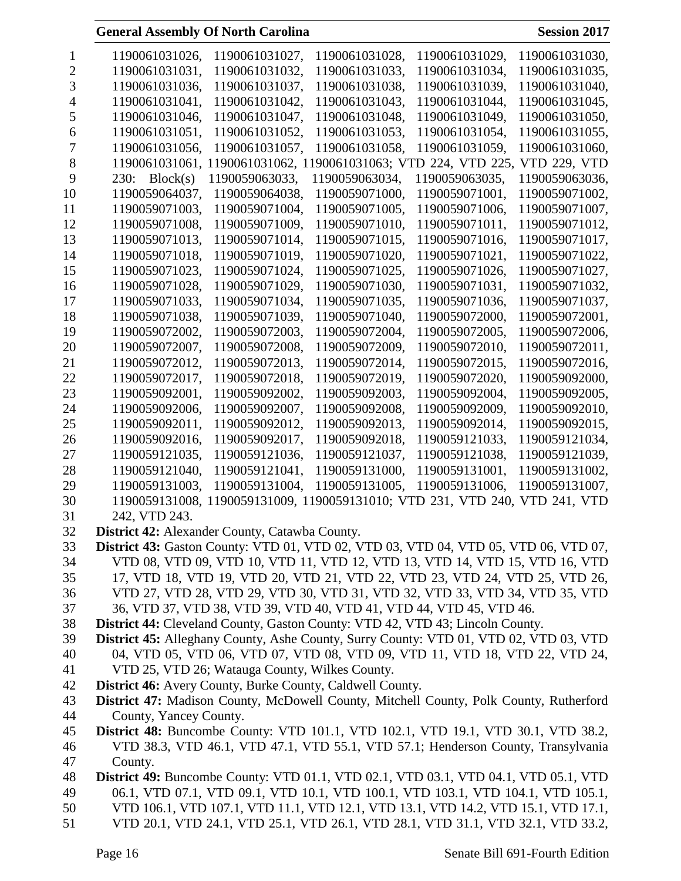1190061031026, 1190061031027, 1190061031028, 1190061031029, 1190061031030, 1190061031031, 1190061031032, 1190061031033, 1190061031034, 1190061031035, 1190061031036, 1190061031037, 1190061031038, 1190061031039, 1190061031040, 1190061031041, 1190061031042, 1190061031043, 1190061031044, 1190061031045, 1190061031046, 1190061031047, 1190061031048, 1190061031049, 1190061031050, 1190061031051, 1190061031052, 1190061031053, 1190061031054, 1190061031055, 1190061031056, 1190061031057, 1190061031058, 1190061031059, 1190061031060, 1190061031061, 1190061031062, 1190061031063; VTD 224, VTD 225, VTD 229, VTD 230: Block(s) 1190059063033, 1190059063034, 1190059063035, 1190059063036, 1190059064037, 1190059064038, 1190059071000, 1190059071001, 1190059071002, 1190059071003, 1190059071004, 1190059071005, 1190059071006, 1190059071007, 1190059071008, 1190059071009, 1190059071010, 1190059071011, 1190059071012, 1190059071013, 1190059071014, 1190059071015, 1190059071016, 1190059071017, 1190059071018, 1190059071019, 1190059071020, 1190059071021, 1190059071022, 1190059071023, 1190059071024, 1190059071025, 1190059071026, 1190059071027, 1190059071028, 1190059071029, 1190059071030, 1190059071031, 1190059071032, 1190059071033, 1190059071034, 1190059071035, 1190059071036, 1190059071037, 1190059071038, 1190059071039, 1190059071040, 1190059072000, 1190059072001, 1190059072002, 1190059072003, 1190059072004, 1190059072005, 1190059072006, 1190059072007, 1190059072008, 1190059072009, 1190059072010, 1190059072011, 1190059072012, 1190059072013, 1190059072014, 1190059072015, 1190059072016, 1190059072017, 1190059072018, 1190059072019, 1190059072020, 1190059092000, 1190059092001, 1190059092002, 1190059092003, 1190059092004, 1190059092005, 1190059092006, 1190059092007, 1190059092008, 1190059092009, 1190059092010, 1190059092011, 1190059092012, 1190059092013, 1190059092014, 1190059092015, 1190059092016, 1190059092017, 1190059092018, 1190059121033, 1190059121034, 1190059121035, 1190059121036, 1190059121037, 1190059121038, 1190059121039, 1190059121040, 1190059121041, 1190059131000, 1190059131001, 1190059131002, 1190059131003, 1190059131004, 1190059131005, 1190059131006, 1190059131007, 1190059131008, 1190059131009, 1190059131010; VTD 231, VTD 240, VTD 241, VTD 242, VTD 243.

**District 42:** Alexander County, Catawba County.

**District 43:** Gaston County: VTD 01, VTD 02, VTD 03, VTD 04, VTD 05, VTD 06, VTD 07, VTD 08, VTD 09, VTD 10, VTD 11, VTD 12, VTD 13, VTD 14, VTD 15, VTD 16, VTD 17, VTD 18, VTD 19, VTD 20, VTD 21, VTD 22, VTD 23, VTD 24, VTD 25, VTD 26, VTD 27, VTD 28, VTD 29, VTD 30, VTD 31, VTD 32, VTD 33, VTD 34, VTD 35, VTD 36, VTD 37, VTD 38, VTD 39, VTD 40, VTD 41, VTD 44, VTD 45, VTD 46.

**District 44:** Cleveland County, Gaston County: VTD 42, VTD 43; Lincoln County.

**District 45:** Alleghany County, Ashe County, Surry County: VTD 01, VTD 02, VTD 03, VTD 04, VTD 05, VTD 06, VTD 07, VTD 08, VTD 09, VTD 11, VTD 18, VTD 22, VTD 24, VTD 25, VTD 26; Watauga County, Wilkes County.

**District 46:** Avery County, Burke County, Caldwell County.

**District 47:** Madison County, McDowell County, Mitchell County, Polk County, Rutherford County, Yancey County.

**District 48:** Buncombe County: VTD 101.1, VTD 102.1, VTD 19.1, VTD 30.1, VTD 38.2, VTD 38.3, VTD 46.1, VTD 47.1, VTD 55.1, VTD 57.1; Henderson County, Transylvania County.

**District 49:** Buncombe County: VTD 01.1, VTD 02.1, VTD 03.1, VTD 04.1, VTD 05.1, VTD 06.1, VTD 07.1, VTD 09.1, VTD 10.1, VTD 100.1, VTD 103.1, VTD 104.1, VTD 105.1, VTD 106.1, VTD 107.1, VTD 11.1, VTD 12.1, VTD 13.1, VTD 14.2, VTD 15.1, VTD 17.1, VTD 20.1, VTD 24.1, VTD 25.1, VTD 26.1, VTD 28.1, VTD 31.1, VTD 32.1, VTD 33.2,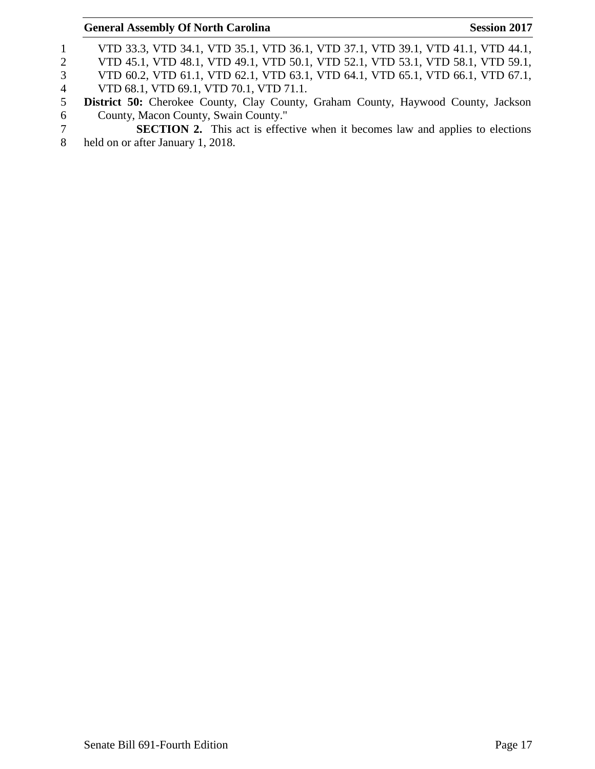VTD 33.3, VTD 34.1, VTD 35.1, VTD 36.1, VTD 37.1, VTD 39.1, VTD 41.1, VTD 44.1, VTD 45.1, VTD 48.1, VTD 49.1, VTD 50.1, VTD 52.1, VTD 53.1, VTD 58.1, VTD 59.1, VTD 60.2, VTD 61.1, VTD 62.1, VTD 63.1, VTD 64.1, VTD 65.1, VTD 66.1, VTD 67.1, VTD 68.1, VTD 69.1, VTD 70.1, VTD 71.1.

**District 50:** Cherokee County, Clay County, Graham County, Haywood County, Jackson County, Macon County, Swain County."

**SECTION 2.** This act is effective when it becomes law and applies to elections held on or after January 1, 2018.